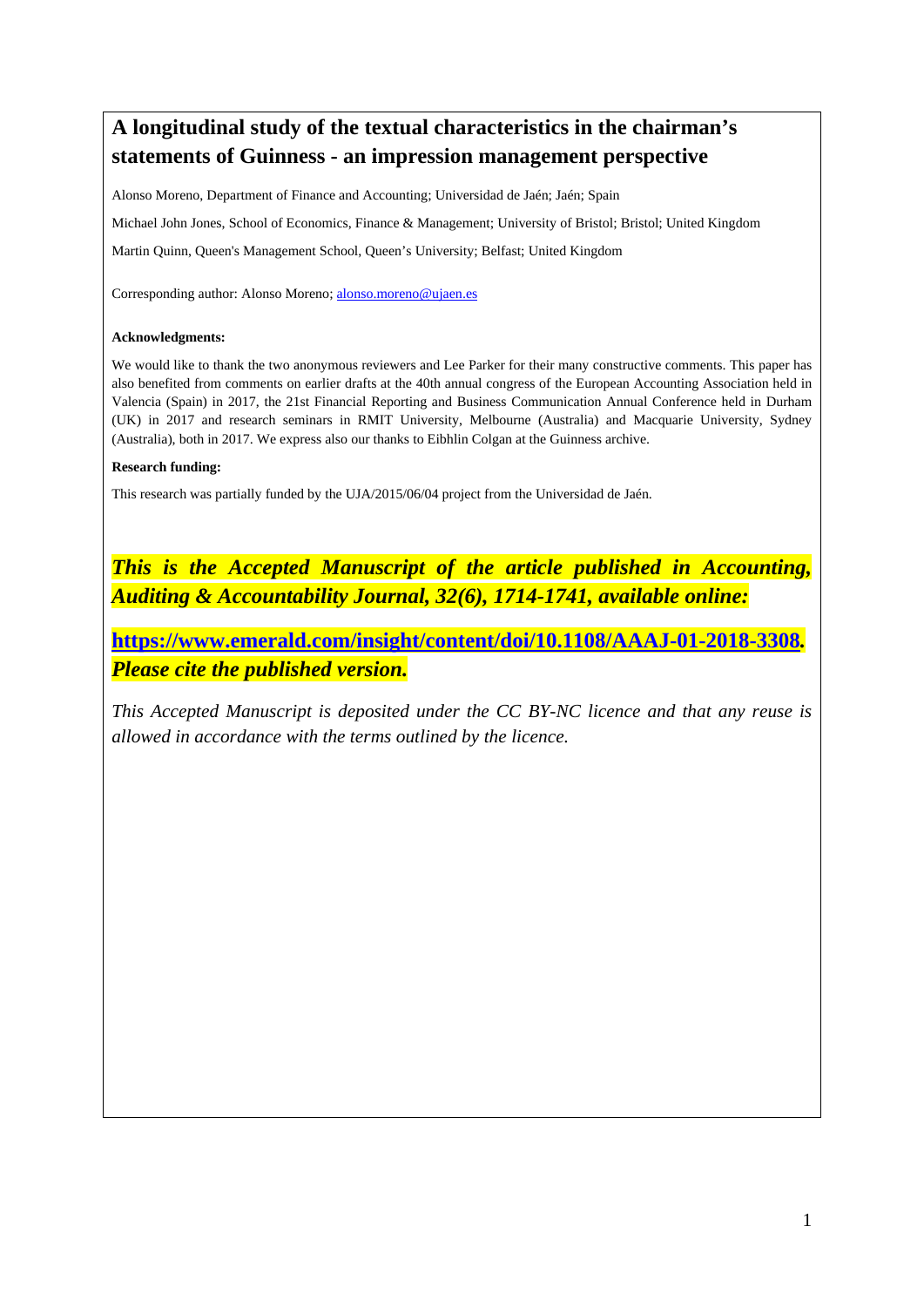# A longitudinal study of the textual characteristics in the chairman's statements of Guinness - an impression management perspective

Alonso Moreno, Department of Finance and Accounting; Universidad de Jaén; Jaén; Spain

Michael John Jones, School of Economics, Finance & Management; University of Bristol; Bristol; United Kingdom

Martin Quinn, Queen's Management School, Queen's University; Belfast; United Kingdom

Corresponding author: Alonso Moreno; alonso.moreno@ujaen.es

**Acknowledgments:**

We would like to thank the two anonymous reviewers and Lee Parker for their many constructive comments. This paper has also benefited from comments on earlier drafts at the 40th annual congress of the European Accounting Association held in Valencia (Spain) in 2017, the 21st Financial Reporting and Business Communication Annual Conference held in Durham (UK) in 2017 and research seminars in RMIT University, Melbourne (Australia) and Macquarie University, Sydney (Australia), both in 2017. We express also our thanks to Eibhlin Colgan at the Guinness archive.

**Research funding:**

This research was partially funded by the UJA/2015/06/04 project from the Universidad de Jaén.

***This is the Accepted Manuscript of the article published in Accounting, Auditing & Accountability Journal, 32(6), 1714-1741, available online:***

**https://www.emerald.com/insight/content/doi/10.1108/AAAJ-01-2018-3308*. Please cite the published version.***

*This Accepted Manuscript is deposited under the CC BY-NC licence and that any reuse is allowed in accordance with the terms outlined by the licence.*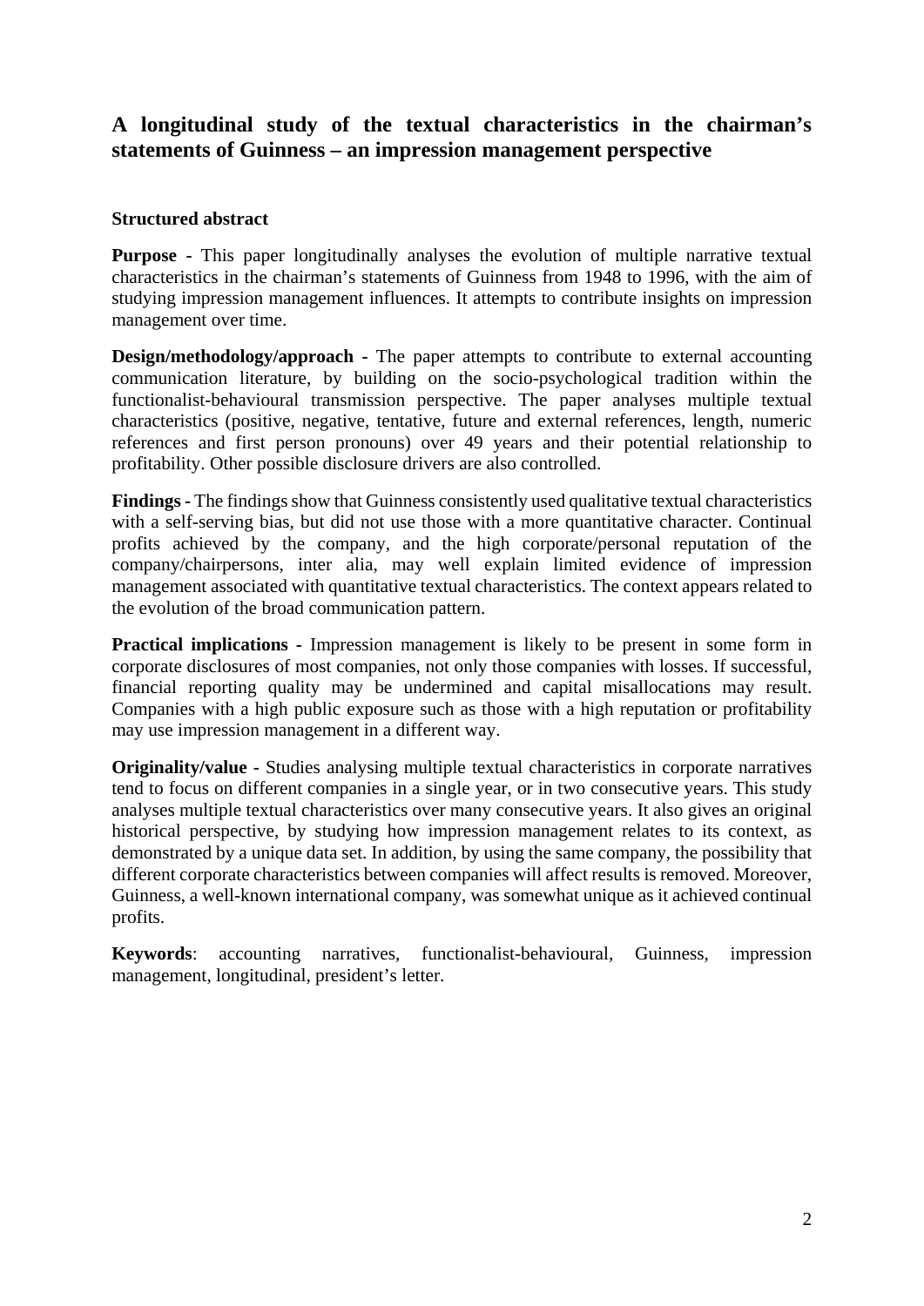## A longitudinal study of the textual characteristics in the chairman's statements of Guinness – an impression management perspective

### Structured abstract

**Purpose -** This paper longitudinally analyses the evolution of multiple narrative textual characteristics in the chairman's statements of Guinness from 1948 to 1996, with the aim of studying impression management influences. It attempts to contribute insights on impression management over time.

**Design/methodology/approach -** The paper attempts to contribute to external accounting communication literature, by building on the socio-psychological tradition within the functionalist-behavioural transmission perspective. The paper analyses multiple textual characteristics (positive, negative, tentative, future and external references, length, numeric references and first person pronouns) over 49 years and their potential relationship to profitability. Other possible disclosure drivers are also controlled.

**Findings -** The findings show that Guinness consistently used qualitative textual characteristics with a self-serving bias, but did not use those with a more quantitative character. Continual profits achieved by the company, and the high corporate/personal reputation of the company/chairpersons, inter alia, may well explain limited evidence of impression management associated with quantitative textual characteristics. The context appears related to the evolution of the broad communication pattern.

**Practical implications -** Impression management is likely to be present in some form in corporate disclosures of most companies, not only those companies with losses. If successful, financial reporting quality may be undermined and capital misallocations may result. Companies with a high public exposure such as those with a high reputation or profitability may use impression management in a different way.

**Originality/value -** Studies analysing multiple textual characteristics in corporate narratives tend to focus on different companies in a single year, or in two consecutive years. This study analyses multiple textual characteristics over many consecutive years. It also gives an original historical perspective, by studying how impression management relates to its context, as demonstrated by a unique data set. In addition, by using the same company, the possibility that different corporate characteristics between companies will affect results is removed. Moreover, Guinness, a well-known international company, was somewhat unique as it achieved continual profits.

**Keywords**: accounting narratives, functionalist-behavioural, Guinness, impression management, longitudinal, president's letter.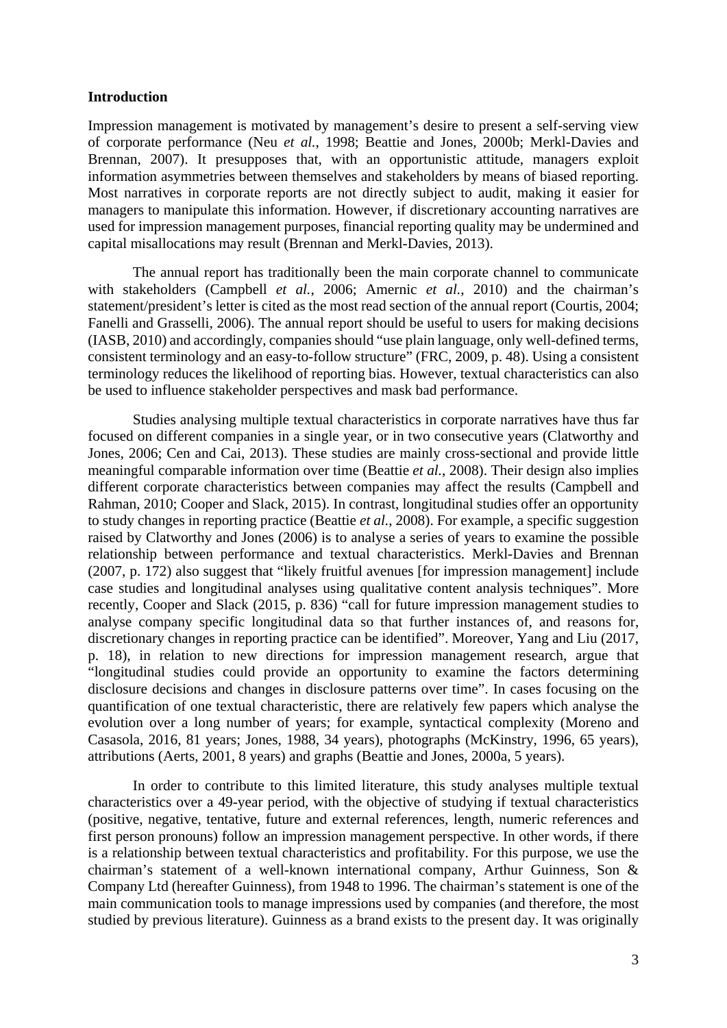### Introduction

Impression management is motivated by management's desire to present a self-serving view of corporate performance (Neu *et al.*, 1998; Beattie and Jones, 2000b; Merkl-Davies and Brennan, 2007). It presupposes that, with an opportunistic attitude, managers exploit information asymmetries between themselves and stakeholders by means of biased reporting. Most narratives in corporate reports are not directly subject to audit, making it easier for managers to manipulate this information. However, if discretionary accounting narratives are used for impression management purposes, financial reporting quality may be undermined and capital misallocations may result (Brennan and Merkl-Davies, 2013).

The annual report has traditionally been the main corporate channel to communicate with stakeholders (Campbell *et al.*, 2006; Amernic *et al.*, 2010) and the chairman's statement/president's letter is cited as the most read section of the annual report (Courtis, 2004; Fanelli and Grasselli, 2006). The annual report should be useful to users for making decisions (IASB, 2010) and accordingly, companies should "use plain language, only well-defined terms, consistent terminology and an easy-to-follow structure" (FRC, 2009, p. 48). Using a consistent terminology reduces the likelihood of reporting bias. However, textual characteristics can also be used to influence stakeholder perspectives and mask bad performance.

Studies analysing multiple textual characteristics in corporate narratives have thus far focused on different companies in a single year, or in two consecutive years (Clatworthy and Jones, 2006; Cen and Cai, 2013). These studies are mainly cross-sectional and provide little meaningful comparable information over time (Beattie *et al.*, 2008). Their design also implies different corporate characteristics between companies may affect the results (Campbell and Rahman, 2010; Cooper and Slack, 2015). In contrast, longitudinal studies offer an opportunity to study changes in reporting practice (Beattie *et al.*, 2008). For example, a specific suggestion raised by Clatworthy and Jones (2006) is to analyse a series of years to examine the possible relationship between performance and textual characteristics. Merkl-Davies and Brennan (2007, p. 172) also suggest that "likely fruitful avenues [for impression management] include case studies and longitudinal analyses using qualitative content analysis techniques". More recently, Cooper and Slack (2015, p. 836) "call for future impression management studies to analyse company specific longitudinal data so that further instances of, and reasons for, discretionary changes in reporting practice can be identified". Moreover, Yang and Liu (2017, p. 18), in relation to new directions for impression management research, argue that "longitudinal studies could provide an opportunity to examine the factors determining disclosure decisions and changes in disclosure patterns over time". In cases focusing on the quantification of one textual characteristic, there are relatively few papers which analyse the evolution over a long number of years; for example, syntactical complexity (Moreno and Casasola, 2016, 81 years; Jones, 1988, 34 years), photographs (McKinstry, 1996, 65 years), attributions (Aerts, 2001, 8 years) and graphs (Beattie and Jones, 2000a, 5 years).

In order to contribute to this limited literature, this study analyses multiple textual characteristics over a 49-year period, with the objective of studying if textual characteristics (positive, negative, tentative, future and external references, length, numeric references and first person pronouns) follow an impression management perspective. In other words, if there is a relationship between textual characteristics and profitability. For this purpose, we use the chairman's statement of a well-known international company, Arthur Guinness, Son & Company Ltd (hereafter Guinness), from 1948 to 1996. The chairman's statement is one of the main communication tools to manage impressions used by companies (and therefore, the most studied by previous literature). Guinness as a brand exists to the present day. It was originally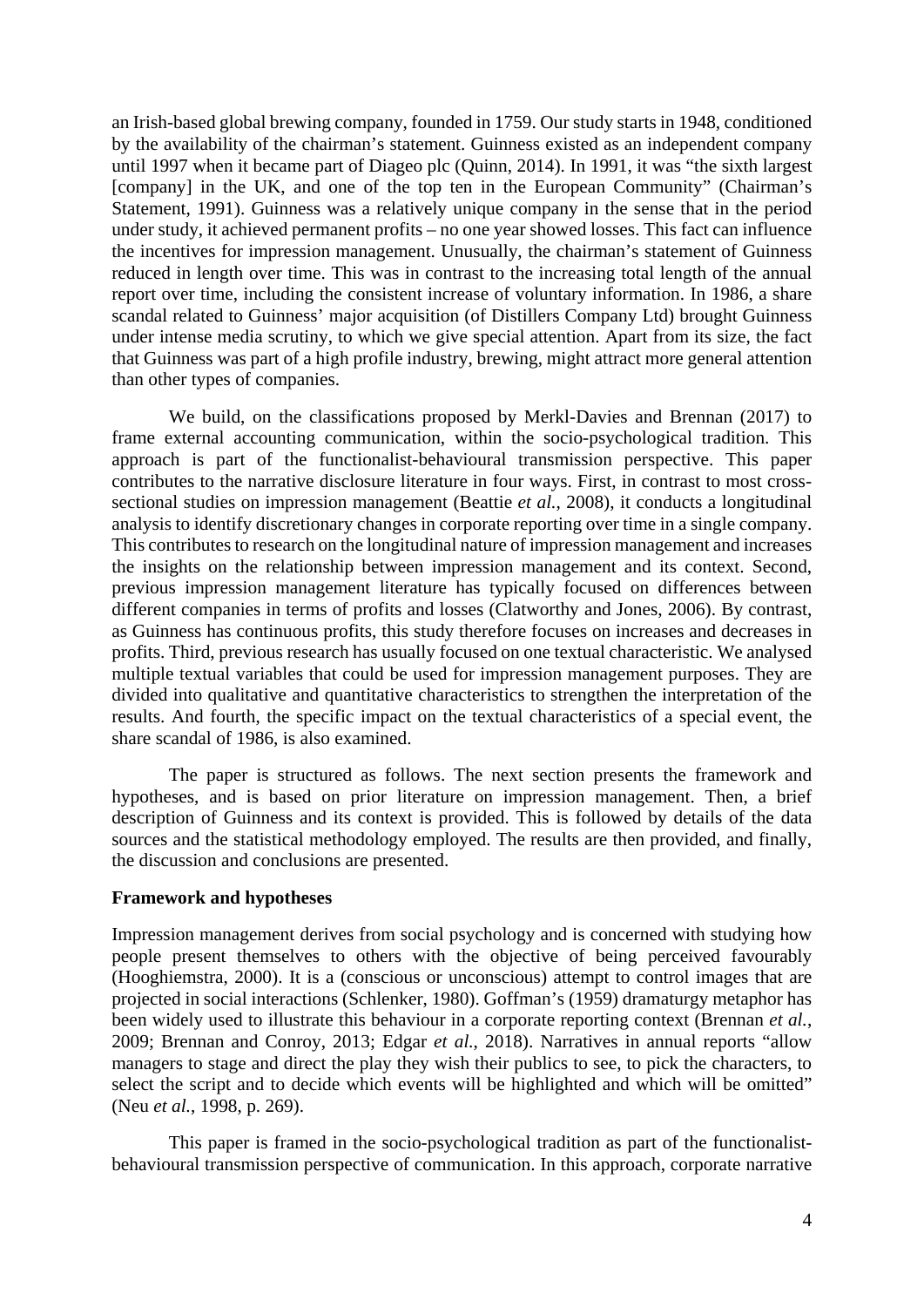an Irish-based global brewing company, founded in 1759. Our study starts in 1948, conditioned by the availability of the chairman's statement. Guinness existed as an independent company until 1997 when it became part of Diageo plc (Quinn, 2014). In 1991, it was "the sixth largest [company] in the UK, and one of the top ten in the European Community" (Chairman's Statement, 1991). Guinness was a relatively unique company in the sense that in the period under study, it achieved permanent profits – no one year showed losses. This fact can influence the incentives for impression management. Unusually, the chairman's statement of Guinness reduced in length over time. This was in contrast to the increasing total length of the annual report over time, including the consistent increase of voluntary information. In 1986, a share scandal related to Guinness' major acquisition (of Distillers Company Ltd) brought Guinness under intense media scrutiny, to which we give special attention. Apart from its size, the fact that Guinness was part of a high profile industry, brewing, might attract more general attention than other types of companies.

We build, on the classifications proposed by Merkl-Davies and Brennan (2017) to frame external accounting communication, within the socio-psychological tradition. This approach is part of the functionalist-behavioural transmission perspective. This paper contributes to the narrative disclosure literature in four ways. First, in contrast to most cross-sectional studies on impression management (Beattie *et al.*, 2008), it conducts a longitudinal analysis to identify discretionary changes in corporate reporting over time in a single company. This contributes to research on the longitudinal nature of impression management and increases the insights on the relationship between impression management and its context. Second, previous impression management literature has typically focused on differences between different companies in terms of profits and losses (Clatworthy and Jones, 2006). By contrast, as Guinness has continuous profits, this study therefore focuses on increases and decreases in profits. Third, previous research has usually focused on one textual characteristic. We analysed multiple textual variables that could be used for impression management purposes. They are divided into qualitative and quantitative characteristics to strengthen the interpretation of the results. And fourth, the specific impact on the textual characteristics of a special event, the share scandal of 1986, is also examined.

The paper is structured as follows. The next section presents the framework and hypotheses, and is based on prior literature on impression management. Then, a brief description of Guinness and its context is provided. This is followed by details of the data sources and the statistical methodology employed. The results are then provided, and finally, the discussion and conclusions are presented.

## Framework and hypotheses

Impression management derives from social psychology and is concerned with studying how people present themselves to others with the objective of being perceived favourably (Hooghiemstra, 2000). It is a (conscious or unconscious) attempt to control images that are projected in social interactions (Schlenker, 1980). Goffman's (1959) dramaturgy metaphor has been widely used to illustrate this behaviour in a corporate reporting context (Brennan *et al.*, 2009; Brennan and Conroy, 2013; Edgar *et al.*, 2018). Narratives in annual reports "allow managers to stage and direct the play they wish their publics to see, to pick the characters, to select the script and to decide which events will be highlighted and which will be omitted" (Neu *et al.*, 1998, p. 269).

This paper is framed in the socio-psychological tradition as part of the functionalist-behavioural transmission perspective of communication. In this approach, corporate narrative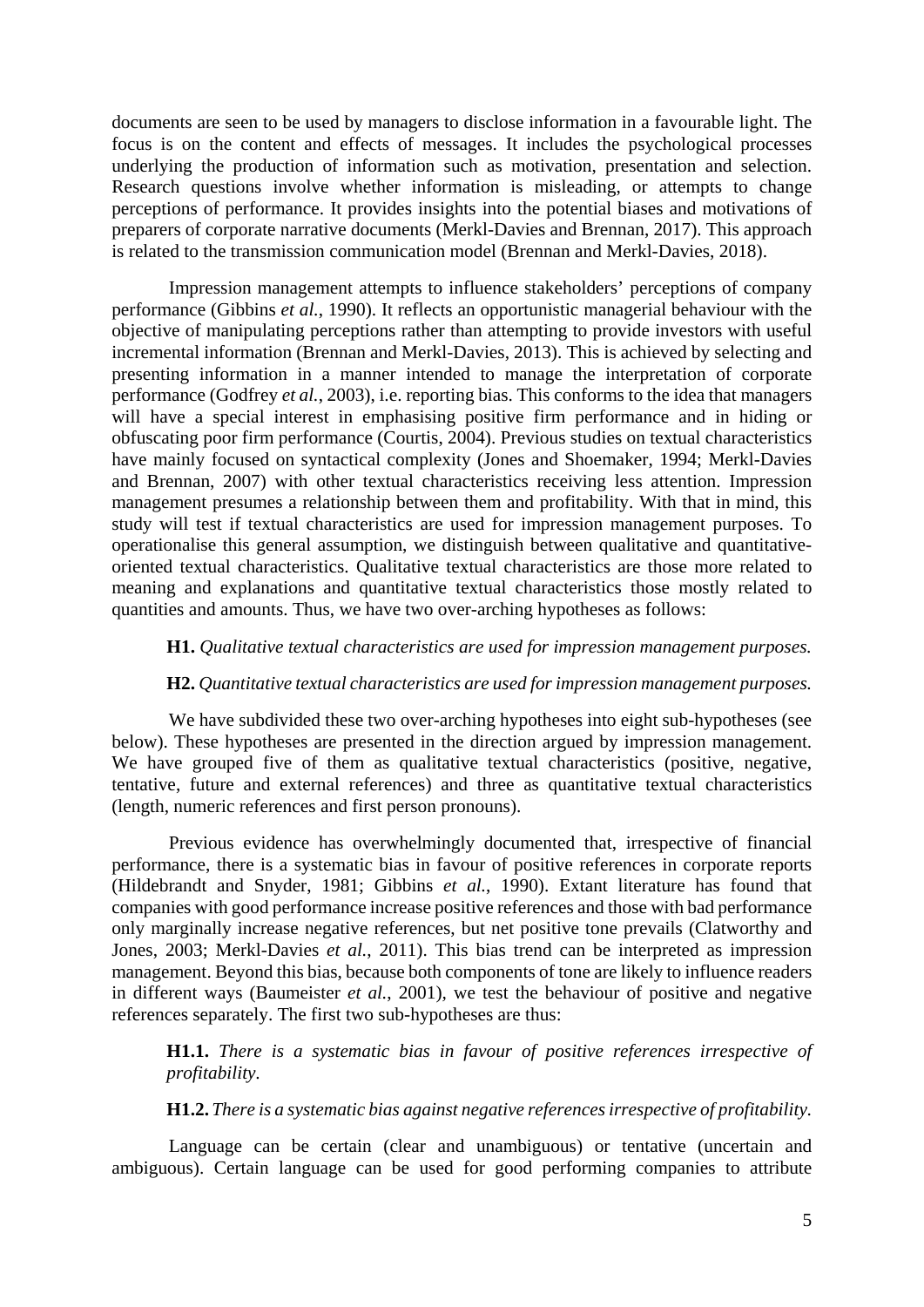documents are seen to be used by managers to disclose information in a favourable light. The focus is on the content and effects of messages. It includes the psychological processes underlying the production of information such as motivation, presentation and selection. Research questions involve whether information is misleading, or attempts to change perceptions of performance. It provides insights into the potential biases and motivations of preparers of corporate narrative documents (Merkl-Davies and Brennan, 2017). This approach is related to the transmission communication model (Brennan and Merkl-Davies, 2018).

Impression management attempts to influence stakeholders' perceptions of company performance (Gibbins *et al.*, 1990). It reflects an opportunistic managerial behaviour with the objective of manipulating perceptions rather than attempting to provide investors with useful incremental information (Brennan and Merkl-Davies, 2013). This is achieved by selecting and presenting information in a manner intended to manage the interpretation of corporate performance (Godfrey *et al.*, 2003), i.e. reporting bias. This conforms to the idea that managers will have a special interest in emphasising positive firm performance and in hiding or obfuscating poor firm performance (Courtis, 2004). Previous studies on textual characteristics have mainly focused on syntactical complexity (Jones and Shoemaker, 1994; Merkl-Davies and Brennan, 2007) with other textual characteristics receiving less attention. Impression management presumes a relationship between them and profitability. With that in mind, this study will test if textual characteristics are used for impression management purposes. To operationalise this general assumption, we distinguish between qualitative and quantitative-oriented textual characteristics. Qualitative textual characteristics are those more related to meaning and explanations and quantitative textual characteristics those mostly related to quantities and amounts. Thus, we have two over-arching hypotheses as follows:

**H1.** *Qualitative textual characteristics are used for impression management purposes.*

**H2.** *Quantitative textual characteristics are used for impression management purposes.*

We have subdivided these two over-arching hypotheses into eight sub-hypotheses (see below). These hypotheses are presented in the direction argued by impression management. We have grouped five of them as qualitative textual characteristics (positive, negative, tentative, future and external references) and three as quantitative textual characteristics (length, numeric references and first person pronouns).

Previous evidence has overwhelmingly documented that, irrespective of financial performance, there is a systematic bias in favour of positive references in corporate reports (Hildebrandt and Snyder, 1981; Gibbins *et al.*, 1990). Extant literature has found that companies with good performance increase positive references and those with bad performance only marginally increase negative references, but net positive tone prevails (Clatworthy and Jones, 2003; Merkl-Davies *et al.*, 2011). This bias trend can be interpreted as impression management. Beyond this bias, because both components of tone are likely to influence readers in different ways (Baumeister *et al.*, 2001), we test the behaviour of positive and negative references separately. The first two sub-hypotheses are thus:

**H1.1.** *There is a systematic bias in favour of positive references irrespective of profitability.*

**H1.2.** *There is a systematic bias against negative references irrespective of profitability.*

Language can be certain (clear and unambiguous) or tentative (uncertain and ambiguous). Certain language can be used for good performing companies to attribute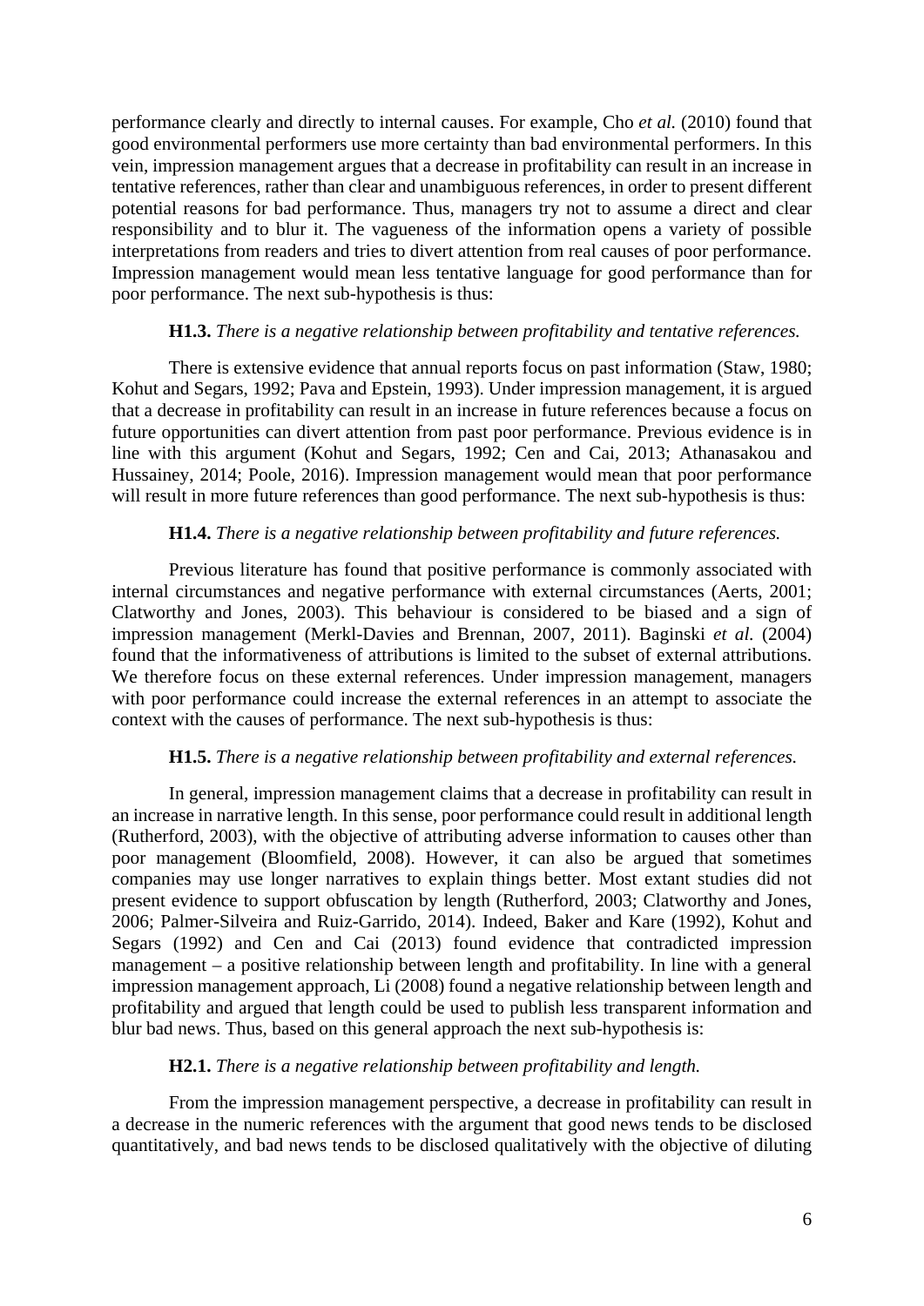performance clearly and directly to internal causes. For example, Cho *et al.* (2010) found that good environmental performers use more certainty than bad environmental performers. In this vein, impression management argues that a decrease in profitability can result in an increase in tentative references, rather than clear and unambiguous references, in order to present different potential reasons for bad performance. Thus, managers try not to assume a direct and clear responsibility and to blur it. The vagueness of the information opens a variety of possible interpretations from readers and tries to divert attention from real causes of poor performance. Impression management would mean less tentative language for good performance than for poor performance. The next sub-hypothesis is thus:

**H1.3.** *There is a negative relationship between profitability and tentative references.*

There is extensive evidence that annual reports focus on past information (Staw, 1980; Kohut and Segars, 1992; Pava and Epstein, 1993). Under impression management, it is argued that a decrease in profitability can result in an increase in future references because a focus on future opportunities can divert attention from past poor performance. Previous evidence is in line with this argument (Kohut and Segars, 1992; Cen and Cai, 2013; Athanasakou and Hussainey, 2014; Poole, 2016). Impression management would mean that poor performance will result in more future references than good performance. The next sub-hypothesis is thus:

**H1.4.** *There is a negative relationship between profitability and future references.*

Previous literature has found that positive performance is commonly associated with internal circumstances and negative performance with external circumstances (Aerts, 2001; Clatworthy and Jones, 2003). This behaviour is considered to be biased and a sign of impression management (Merkl-Davies and Brennan, 2007, 2011). Baginski *et al.* (2004) found that the informativeness of attributions is limited to the subset of external attributions. We therefore focus on these external references. Under impression management, managers with poor performance could increase the external references in an attempt to associate the context with the causes of performance. The next sub-hypothesis is thus:

**H1.5.** *There is a negative relationship between profitability and external references.*

In general, impression management claims that a decrease in profitability can result in an increase in narrative length. In this sense, poor performance could result in additional length (Rutherford, 2003), with the objective of attributing adverse information to causes other than poor management (Bloomfield, 2008). However, it can also be argued that sometimes companies may use longer narratives to explain things better. Most extant studies did not present evidence to support obfuscation by length (Rutherford, 2003; Clatworthy and Jones, 2006; Palmer-Silveira and Ruiz-Garrido, 2014). Indeed, Baker and Kare (1992), Kohut and Segars (1992) and Cen and Cai (2013) found evidence that contradicted impression management – a positive relationship between length and profitability. In line with a general impression management approach, Li (2008) found a negative relationship between length and profitability and argued that length could be used to publish less transparent information and blur bad news. Thus, based on this general approach the next sub-hypothesis is:

**H2.1.** *There is a negative relationship between profitability and length.*

From the impression management perspective, a decrease in profitability can result in a decrease in the numeric references with the argument that good news tends to be disclosed quantitatively, and bad news tends to be disclosed qualitatively with the objective of diluting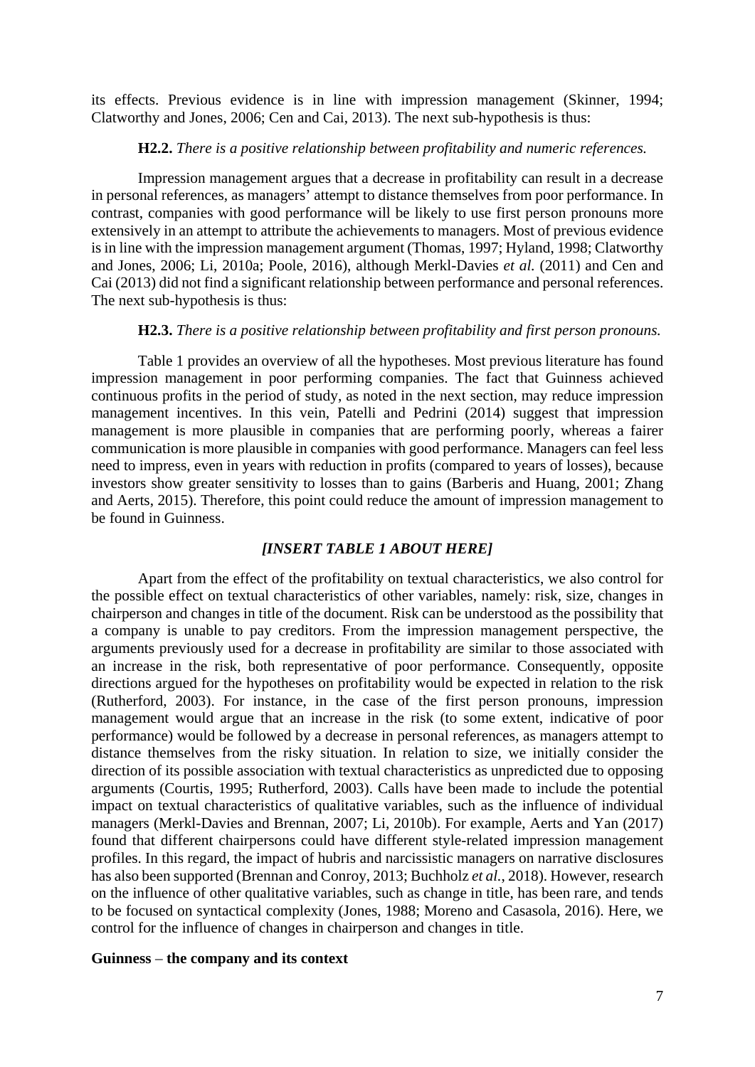its effects. Previous evidence is in line with impression management (Skinner, 1994; Clatworthy and Jones, 2006; Cen and Cai, 2013). The next sub-hypothesis is thus:

**H2.2.** *There is a positive relationship between profitability and numeric references.*

Impression management argues that a decrease in profitability can result in a decrease in personal references, as managers' attempt to distance themselves from poor performance. In contrast, companies with good performance will be likely to use first person pronouns more extensively in an attempt to attribute the achievements to managers. Most of previous evidence is in line with the impression management argument (Thomas, 1997; Hyland, 1998; Clatworthy and Jones, 2006; Li, 2010a; Poole, 2016), although Merkl-Davies *et al.* (2011) and Cen and Cai (2013) did not find a significant relationship between performance and personal references. The next sub-hypothesis is thus:

**H2.3.** *There is a positive relationship between profitability and first person pronouns.*

Table 1 provides an overview of all the hypotheses. Most previous literature has found impression management in poor performing companies. The fact that Guinness achieved continuous profits in the period of study, as noted in the next section, may reduce impression management incentives. In this vein, Patelli and Pedrini (2014) suggest that impression management is more plausible in companies that are performing poorly, whereas a fairer communication is more plausible in companies with good performance. Managers can feel less need to impress, even in years with reduction in profits (compared to years of losses), because investors show greater sensitivity to losses than to gains (Barberis and Huang, 2001; Zhang and Aerts, 2015). Therefore, this point could reduce the amount of impression management to be found in Guinness.

***[INSERT TABLE 1 ABOUT HERE]***

Apart from the effect of the profitability on textual characteristics, we also control for the possible effect on textual characteristics of other variables, namely: risk, size, changes in chairperson and changes in title of the document. Risk can be understood as the possibility that a company is unable to pay creditors. From the impression management perspective, the arguments previously used for a decrease in profitability are similar to those associated with an increase in the risk, both representative of poor performance. Consequently, opposite directions argued for the hypotheses on profitability would be expected in relation to the risk (Rutherford, 2003). For instance, in the case of the first person pronouns, impression management would argue that an increase in the risk (to some extent, indicative of poor performance) would be followed by a decrease in personal references, as managers attempt to distance themselves from the risky situation. In relation to size, we initially consider the direction of its possible association with textual characteristics as unpredicted due to opposing arguments (Courtis, 1995; Rutherford, 2003). Calls have been made to include the potential impact on textual characteristics of qualitative variables, such as the influence of individual managers (Merkl-Davies and Brennan, 2007; Li, 2010b). For example, Aerts and Yan (2017) found that different chairpersons could have different style-related impression management profiles. In this regard, the impact of hubris and narcissistic managers on narrative disclosures has also been supported (Brennan and Conroy, 2013; Buchholz *et al.*, 2018). However, research on the influence of other qualitative variables, such as change in title, has been rare, and tends to be focused on syntactical complexity (Jones, 1988; Moreno and Casasola, 2016). Here, we control for the influence of changes in chairperson and changes in title.

**Guinness – the company and its context**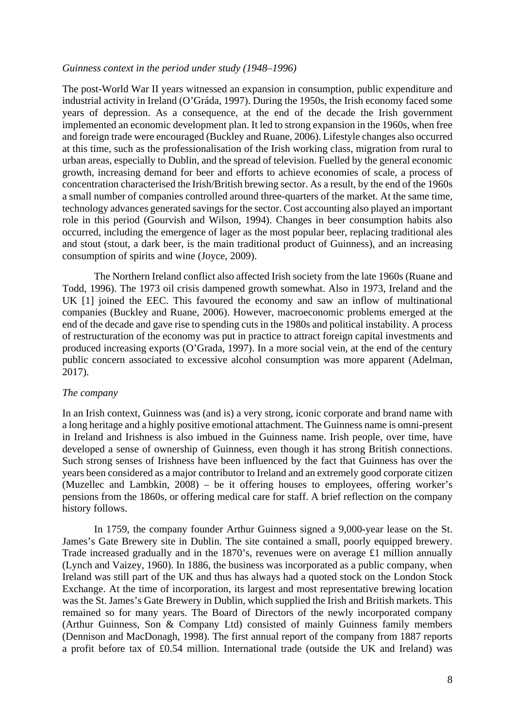*Guinness context in the period under study (1948–1996)*

The post-World War II years witnessed an expansion in consumption, public expenditure and industrial activity in Ireland (O'Gráda, 1997). During the 1950s, the Irish economy faced some years of depression. As a consequence, at the end of the decade the Irish government implemented an economic development plan. It led to strong expansion in the 1960s, when free and foreign trade were encouraged (Buckley and Ruane, 2006). Lifestyle changes also occurred at this time, such as the professionalisation of the Irish working class, migration from rural to urban areas, especially to Dublin, and the spread of television. Fuelled by the general economic growth, increasing demand for beer and efforts to achieve economies of scale, a process of concentration characterised the Irish/British brewing sector. As a result, by the end of the 1960s a small number of companies controlled around three-quarters of the market. At the same time, technology advances generated savings for the sector. Cost accounting also played an important role in this period (Gourvish and Wilson, 1994). Changes in beer consumption habits also occurred, including the emergence of lager as the most popular beer, replacing traditional ales and stout (stout, a dark beer, is the main traditional product of Guinness), and an increasing consumption of spirits and wine (Joyce, 2009).

The Northern Ireland conflict also affected Irish society from the late 1960s (Ruane and Todd, 1996). The 1973 oil crisis dampened growth somewhat. Also in 1973, Ireland and the UK [1] joined the EEC. This favoured the economy and saw an inflow of multinational companies (Buckley and Ruane, 2006). However, macroeconomic problems emerged at the end of the decade and gave rise to spending cuts in the 1980s and political instability. A process of restructuration of the economy was put in practice to attract foreign capital investments and produced increasing exports (O'Grada, 1997). In a more social vein, at the end of the century public concern associated to excessive alcohol consumption was more apparent (Adelman, 2017).

*The company*

In an Irish context, Guinness was (and is) a very strong, iconic corporate and brand name with a long heritage and a highly positive emotional attachment. The Guinness name is omni-present in Ireland and Irishness is also imbued in the Guinness name. Irish people, over time, have developed a sense of ownership of Guinness, even though it has strong British connections. Such strong senses of Irishness have been influenced by the fact that Guinness has over the years been considered as a major contributor to Ireland and an extremely good corporate citizen (Muzellec and Lambkin, 2008) – be it offering houses to employees, offering worker's pensions from the 1860s, or offering medical care for staff. A brief reflection on the company history follows.

In 1759, the company founder Arthur Guinness signed a 9,000-year lease on the St. James's Gate Brewery site in Dublin. The site contained a small, poorly equipped brewery. Trade increased gradually and in the 1870's, revenues were on average £1 million annually (Lynch and Vaizey, 1960). In 1886, the business was incorporated as a public company, when Ireland was still part of the UK and thus has always had a quoted stock on the London Stock Exchange. At the time of incorporation, its largest and most representative brewing location was the St. James's Gate Brewery in Dublin, which supplied the Irish and British markets. This remained so for many years. The Board of Directors of the newly incorporated company (Arthur Guinness, Son & Company Ltd) consisted of mainly Guinness family members (Dennison and MacDonagh, 1998). The first annual report of the company from 1887 reports a profit before tax of £0.54 million. International trade (outside the UK and Ireland) was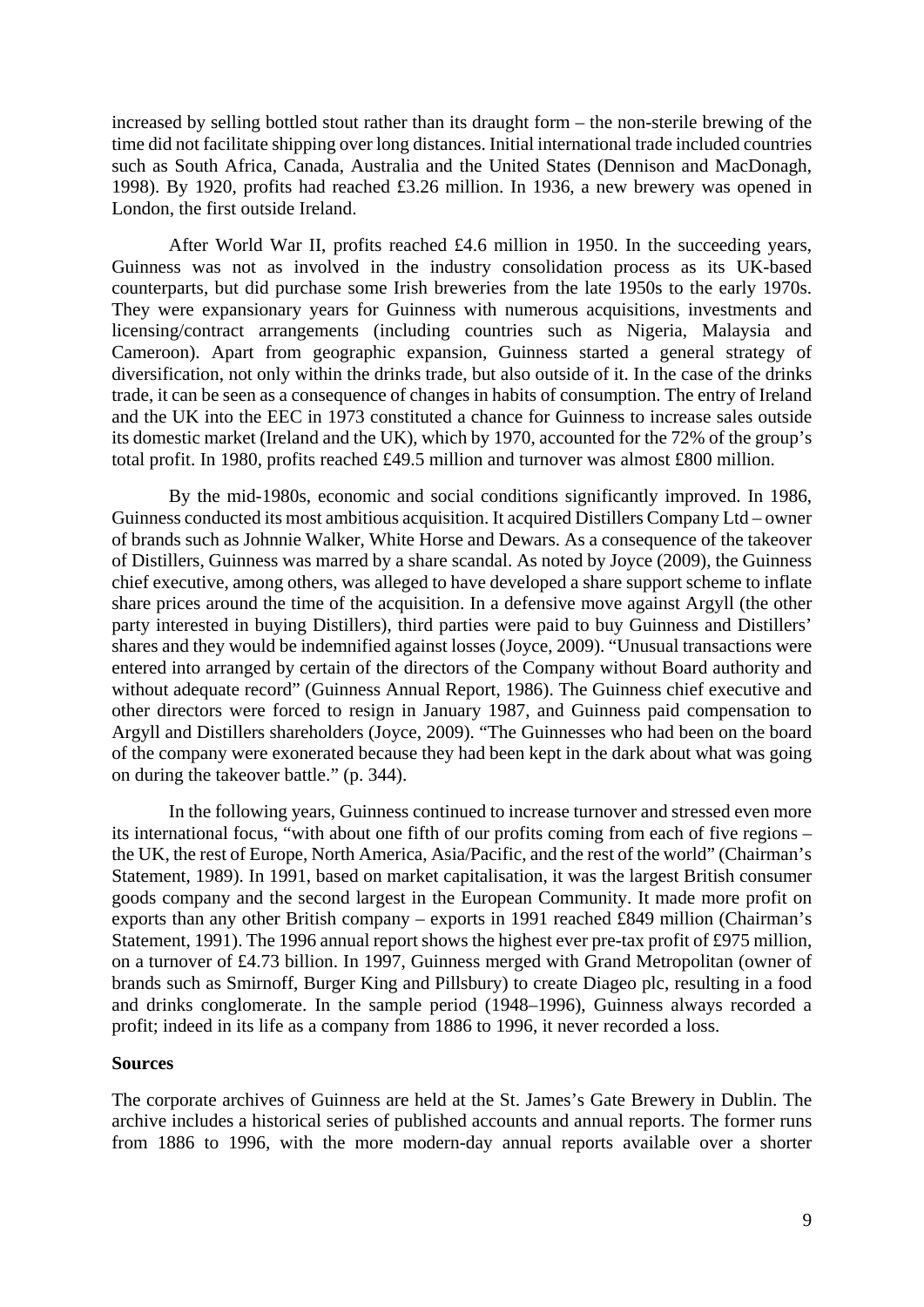increased by selling bottled stout rather than its draught form – the non-sterile brewing of the time did not facilitate shipping over long distances. Initial international trade included countries such as South Africa, Canada, Australia and the United States (Dennison and MacDonagh, 1998). By 1920, profits had reached £3.26 million. In 1936, a new brewery was opened in London, the first outside Ireland.

After World War II, profits reached £4.6 million in 1950. In the succeeding years, Guinness was not as involved in the industry consolidation process as its UK-based counterparts, but did purchase some Irish breweries from the late 1950s to the early 1970s. They were expansionary years for Guinness with numerous acquisitions, investments and licensing/contract arrangements (including countries such as Nigeria, Malaysia and Cameroon). Apart from geographic expansion, Guinness started a general strategy of diversification, not only within the drinks trade, but also outside of it. In the case of the drinks trade, it can be seen as a consequence of changes in habits of consumption. The entry of Ireland and the UK into the EEC in 1973 constituted a chance for Guinness to increase sales outside its domestic market (Ireland and the UK), which by 1970, accounted for the 72% of the group's total profit. In 1980, profits reached £49.5 million and turnover was almost £800 million.

By the mid-1980s, economic and social conditions significantly improved. In 1986, Guinness conducted its most ambitious acquisition. It acquired Distillers Company Ltd – owner of brands such as Johnnie Walker, White Horse and Dewars. As a consequence of the takeover of Distillers, Guinness was marred by a share scandal. As noted by Joyce (2009), the Guinness chief executive, among others, was alleged to have developed a share support scheme to inflate share prices around the time of the acquisition. In a defensive move against Argyll (the other party interested in buying Distillers), third parties were paid to buy Guinness and Distillers' shares and they would be indemnified against losses (Joyce, 2009). "Unusual transactions were entered into arranged by certain of the directors of the Company without Board authority and without adequate record" (Guinness Annual Report, 1986). The Guinness chief executive and other directors were forced to resign in January 1987, and Guinness paid compensation to Argyll and Distillers shareholders (Joyce, 2009). "The Guinnesses who had been on the board of the company were exonerated because they had been kept in the dark about what was going on during the takeover battle." (p. 344).

In the following years, Guinness continued to increase turnover and stressed even more its international focus, "with about one fifth of our profits coming from each of five regions – the UK, the rest of Europe, North America, Asia/Pacific, and the rest of the world" (Chairman's Statement, 1989). In 1991, based on market capitalisation, it was the largest British consumer goods company and the second largest in the European Community. It made more profit on exports than any other British company – exports in 1991 reached £849 million (Chairman's Statement, 1991). The 1996 annual report shows the highest ever pre-tax profit of £975 million, on a turnover of £4.73 billion. In 1997, Guinness merged with Grand Metropolitan (owner of brands such as Smirnoff, Burger King and Pillsbury) to create Diageo plc, resulting in a food and drinks conglomerate. In the sample period (1948–1996), Guinness always recorded a profit; indeed in its life as a company from 1886 to 1996, it never recorded a loss.

**Sources**

The corporate archives of Guinness are held at the St. James's Gate Brewery in Dublin. The archive includes a historical series of published accounts and annual reports. The former runs from 1886 to 1996, with the more modern-day annual reports available over a shorter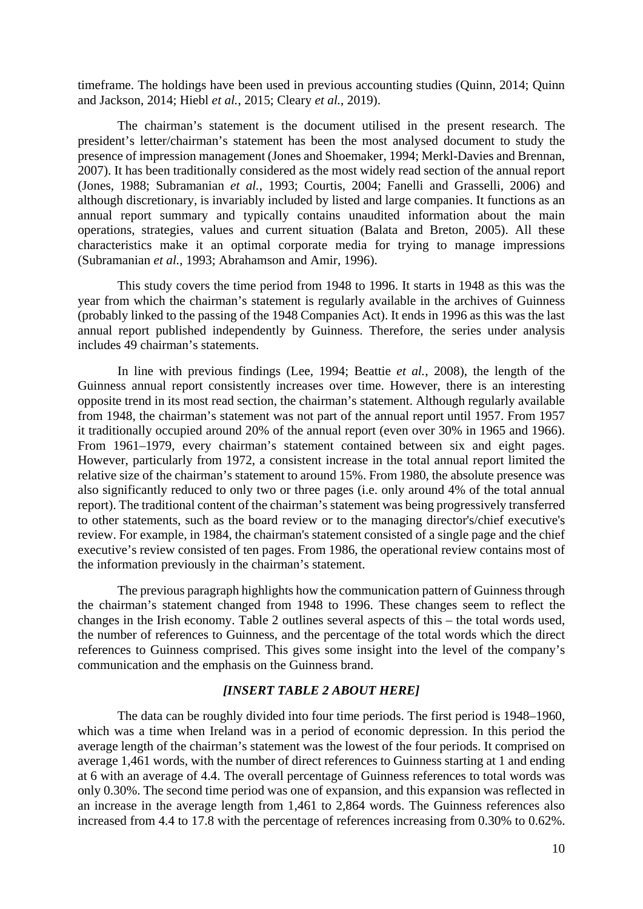timeframe. The holdings have been used in previous accounting studies (Quinn, 2014; Quinn and Jackson, 2014; Hiebl *et al.*, 2015; Cleary *et al.*, 2019).

The chairman's statement is the document utilised in the present research. The president's letter/chairman's statement has been the most analysed document to study the presence of impression management (Jones and Shoemaker, 1994; Merkl-Davies and Brennan, 2007). It has been traditionally considered as the most widely read section of the annual report (Jones, 1988; Subramanian *et al.*, 1993; Courtis, 2004; Fanelli and Grasselli, 2006) and although discretionary, is invariably included by listed and large companies. It functions as an annual report summary and typically contains unaudited information about the main operations, strategies, values and current situation (Balata and Breton, 2005). All these characteristics make it an optimal corporate media for trying to manage impressions (Subramanian *et al.*, 1993; Abrahamson and Amir, 1996).

This study covers the time period from 1948 to 1996. It starts in 1948 as this was the year from which the chairman's statement is regularly available in the archives of Guinness (probably linked to the passing of the 1948 Companies Act). It ends in 1996 as this was the last annual report published independently by Guinness. Therefore, the series under analysis includes 49 chairman's statements.

In line with previous findings (Lee, 1994; Beattie *et al.*, 2008), the length of the Guinness annual report consistently increases over time. However, there is an interesting opposite trend in its most read section, the chairman's statement. Although regularly available from 1948, the chairman's statement was not part of the annual report until 1957. From 1957 it traditionally occupied around 20% of the annual report (even over 30% in 1965 and 1966). From 1961–1979, every chairman's statement contained between six and eight pages. However, particularly from 1972, a consistent increase in the total annual report limited the relative size of the chairman's statement to around 15%. From 1980, the absolute presence was also significantly reduced to only two or three pages (i.e. only around 4% of the total annual report). The traditional content of the chairman's statement was being progressively transferred to other statements, such as the board review or to the managing director's/chief executive's review. For example, in 1984, the chairman's statement consisted of a single page and the chief executive's review consisted of ten pages. From 1986, the operational review contains most of the information previously in the chairman's statement.

The previous paragraph highlights how the communication pattern of Guinness through the chairman's statement changed from 1948 to 1996. These changes seem to reflect the changes in the Irish economy. Table 2 outlines several aspects of this – the total words used, the number of references to Guinness, and the percentage of the total words which the direct references to Guinness comprised. This gives some insight into the level of the company's communication and the emphasis on the Guinness brand.

***[INSERT TABLE 2 ABOUT HERE]***

The data can be roughly divided into four time periods. The first period is 1948–1960, which was a time when Ireland was in a period of economic depression. In this period the average length of the chairman's statement was the lowest of the four periods. It comprised on average 1,461 words, with the number of direct references to Guinness starting at 1 and ending at 6 with an average of 4.4. The overall percentage of Guinness references to total words was only 0.30%. The second time period was one of expansion, and this expansion was reflected in an increase in the average length from 1,461 to 2,864 words. The Guinness references also increased from 4.4 to 17.8 with the percentage of references increasing from 0.30% to 0.62%.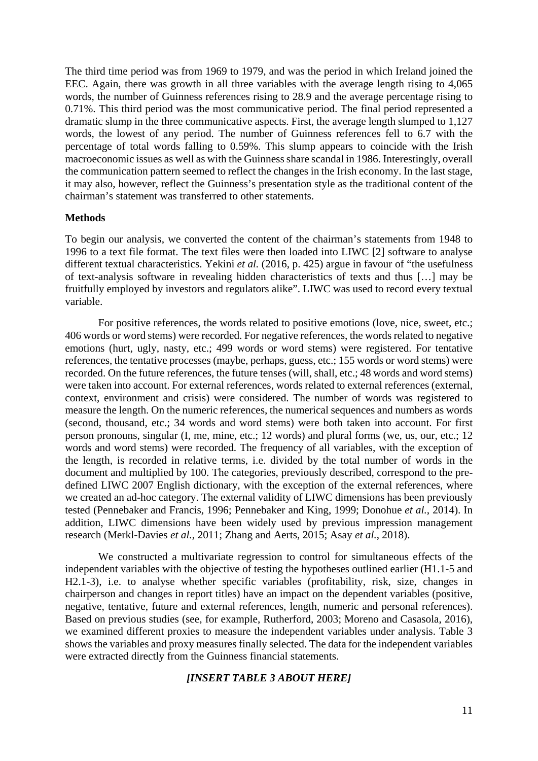The third time period was from 1969 to 1979, and was the period in which Ireland joined the EEC. Again, there was growth in all three variables with the average length rising to 4,065 words, the number of Guinness references rising to 28.9 and the average percentage rising to 0.71%. This third period was the most communicative period. The final period represented a dramatic slump in the three communicative aspects. First, the average length slumped to 1,127 words, the lowest of any period. The number of Guinness references fell to 6.7 with the percentage of total words falling to 0.59%. This slump appears to coincide with the Irish macroeconomic issues as well as with the Guinness share scandal in 1986. Interestingly, overall the communication pattern seemed to reflect the changes in the Irish economy. In the last stage, it may also, however, reflect the Guinness's presentation style as the traditional content of the chairman's statement was transferred to other statements.

**Methods**

To begin our analysis, we converted the content of the chairman's statements from 1948 to 1996 to a text file format. The text files were then loaded into LIWC [2] software to analyse different textual characteristics. Yekini *et al.* (2016, p. 425) argue in favour of "the usefulness of text-analysis software in revealing hidden characteristics of texts and thus […] may be fruitfully employed by investors and regulators alike". LIWC was used to record every textual variable.

For positive references, the words related to positive emotions (love, nice, sweet, etc.; 406 words or word stems) were recorded. For negative references, the words related to negative emotions (hurt, ugly, nasty, etc.; 499 words or word stems) were registered. For tentative references, the tentative processes (maybe, perhaps, guess, etc.; 155 words or word stems) were recorded. On the future references, the future tenses (will, shall, etc.; 48 words and word stems) were taken into account. For external references, words related to external references (external, context, environment and crisis) were considered. The number of words was registered to measure the length. On the numeric references, the numerical sequences and numbers as words (second, thousand, etc.; 34 words and word stems) were both taken into account. For first person pronouns, singular (I, me, mine, etc.; 12 words) and plural forms (we, us, our, etc.; 12 words and word stems) were recorded. The frequency of all variables, with the exception of the length, is recorded in relative terms, i.e. divided by the total number of words in the document and multiplied by 100. The categories, previously described, correspond to the pre-defined LIWC 2007 English dictionary, with the exception of the external references, where we created an ad-hoc category. The external validity of LIWC dimensions has been previously tested (Pennebaker and Francis, 1996; Pennebaker and King, 1999; Donohue *et al.*, 2014). In addition, LIWC dimensions have been widely used by previous impression management research (Merkl-Davies *et al.*, 2011; Zhang and Aerts, 2015; Asay *et al.*, 2018).

We constructed a multivariate regression to control for simultaneous effects of the independent variables with the objective of testing the hypotheses outlined earlier (H1.1-5 and H2.1-3), i.e. to analyse whether specific variables (profitability, risk, size, changes in chairperson and changes in report titles) have an impact on the dependent variables (positive, negative, tentative, future and external references, length, numeric and personal references). Based on previous studies (see, for example, Rutherford, 2003; Moreno and Casasola, 2016), we examined different proxies to measure the independent variables under analysis. Table 3 shows the variables and proxy measures finally selected. The data for the independent variables were extracted directly from the Guinness financial statements.

***[INSERT TABLE 3 ABOUT HERE]***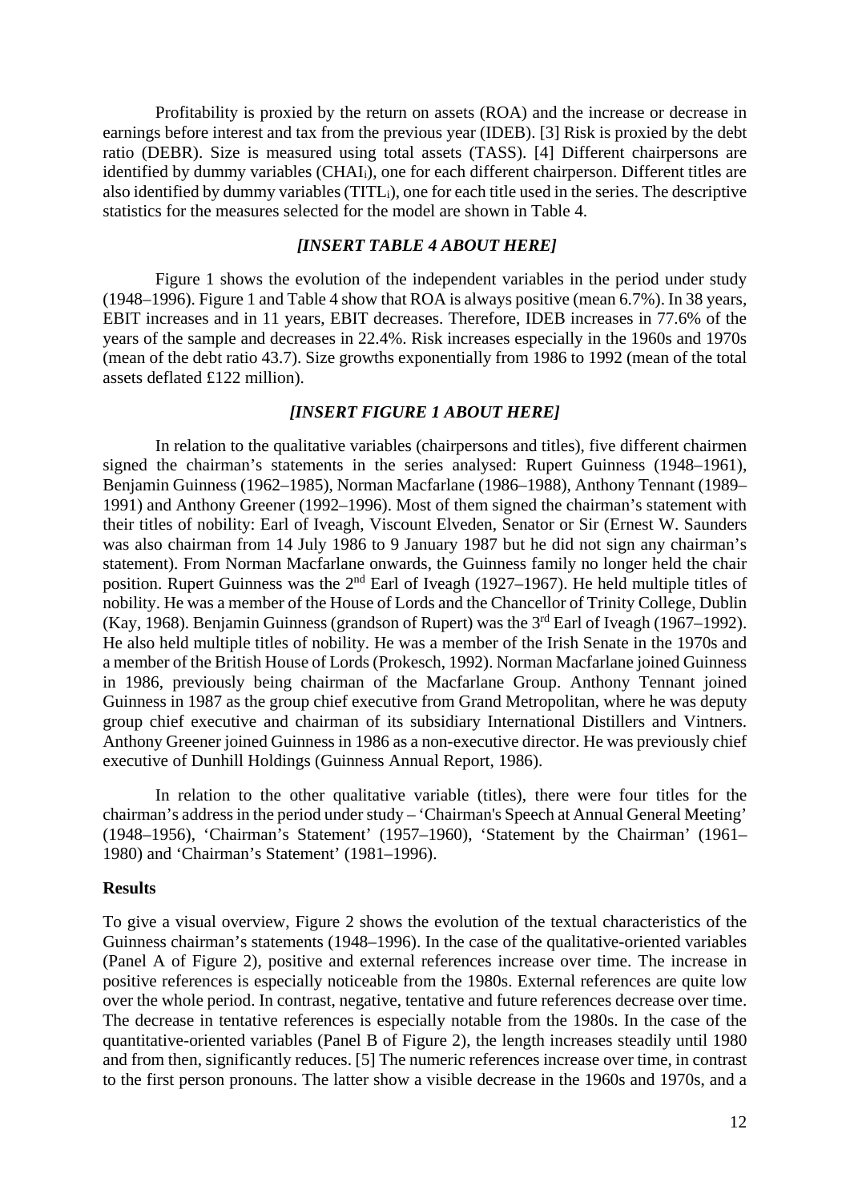Profitability is proxied by the return on assets (ROA) and the increase or decrease in earnings before interest and tax from the previous year (IDEB). [3] Risk is proxied by the debt ratio (DEBR). Size is measured using total assets (TASS). [4] Different chairpersons are identified by dummy variables ($CHAI_i$), one for each different chairperson. Different titles are also identified by dummy variables ($TITL_i$), one for each title used in the series. The descriptive statistics for the measures selected for the model are shown in Table 4.

***[INSERT TABLE 4 ABOUT HERE]***

Figure 1 shows the evolution of the independent variables in the period under study (1948–1996). Figure 1 and Table 4 show that ROA is always positive (mean 6.7%). In 38 years, EBIT increases and in 11 years, EBIT decreases. Therefore, IDEB increases in 77.6% of the years of the sample and decreases in 22.4%. Risk increases especially in the 1960s and 1970s (mean of the debt ratio 43.7). Size growths exponentially from 1986 to 1992 (mean of the total assets deflated £122 million).

***[INSERT FIGURE 1 ABOUT HERE]***

In relation to the qualitative variables (chairpersons and titles), five different chairmen signed the chairman's statements in the series analysed: Rupert Guinness (1948–1961), Benjamin Guinness (1962–1985), Norman Macfarlane (1986–1988), Anthony Tennant (1989–1991) and Anthony Greener (1992–1996). Most of them signed the chairman's statement with their titles of nobility: Earl of Iveagh, Viscount Elveden, Senator or Sir (Ernest W. Saunders was also chairman from 14 July 1986 to 9 January 1987 but he did not sign any chairman's statement). From Norman Macfarlane onwards, the Guinness family no longer held the chair position. Rupert Guinness was the 2nd Earl of Iveagh (1927–1967). He held multiple titles of nobility. He was a member of the House of Lords and the Chancellor of Trinity College, Dublin (Kay, 1968). Benjamin Guinness (grandson of Rupert) was the 3rd Earl of Iveagh (1967–1992). He also held multiple titles of nobility. He was a member of the Irish Senate in the 1970s and a member of the British House of Lords (Prokesch, 1992). Norman Macfarlane joined Guinness in 1986, previously being chairman of the Macfarlane Group. Anthony Tennant joined Guinness in 1987 as the group chief executive from Grand Metropolitan, where he was deputy group chief executive and chairman of its subsidiary International Distillers and Vintners. Anthony Greener joined Guinness in 1986 as a non-executive director. He was previously chief executive of Dunhill Holdings (Guinness Annual Report, 1986).

In relation to the other qualitative variable (titles), there were four titles for the chairman's address in the period under study – 'Chairman's Speech at Annual General Meeting' (1948–1956), 'Chairman's Statement' (1957–1960), 'Statement by the Chairman' (1961–1980) and 'Chairman's Statement' (1981–1996).

## Results

To give a visual overview, Figure 2 shows the evolution of the textual characteristics of the Guinness chairman's statements (1948–1996). In the case of the qualitative-oriented variables (Panel A of Figure 2), positive and external references increase over time. The increase in positive references is especially noticeable from the 1980s. External references are quite low over the whole period. In contrast, negative, tentative and future references decrease over time. The decrease in tentative references is especially notable from the 1980s. In the case of the quantitative-oriented variables (Panel B of Figure 2), the length increases steadily until 1980 and from then, significantly reduces. [5] The numeric references increase over time, in contrast to the first person pronouns. The latter show a visible decrease in the 1960s and 1970s, and a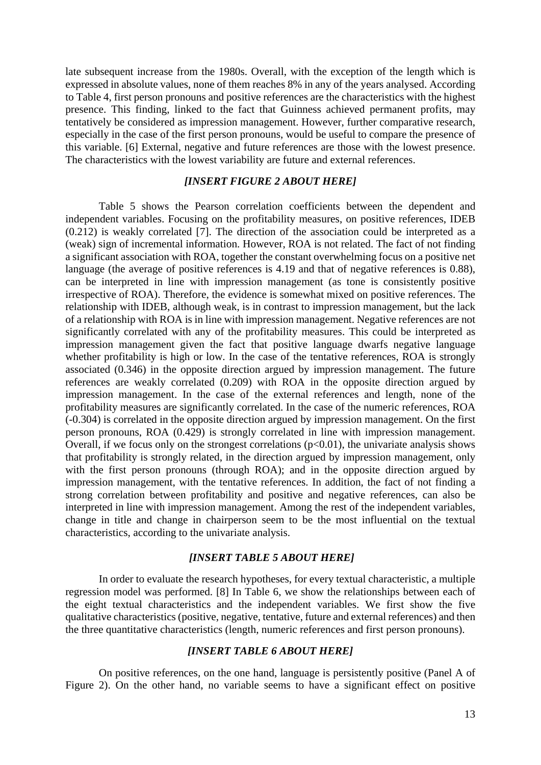late subsequent increase from the 1980s. Overall, with the exception of the length which is expressed in absolute values, none of them reaches 8% in any of the years analysed. According to Table 4, first person pronouns and positive references are the characteristics with the highest presence. This finding, linked to the fact that Guinness achieved permanent profits, may tentatively be considered as impression management. However, further comparative research, especially in the case of the first person pronouns, would be useful to compare the presence of this variable. [6] External, negative and future references are those with the lowest presence. The characteristics with the lowest variability are future and external references.

***[INSERT FIGURE 2 ABOUT HERE]***

Table 5 shows the Pearson correlation coefficients between the dependent and independent variables. Focusing on the profitability measures, on positive references, IDEB (0.212) is weakly correlated [7]. The direction of the association could be interpreted as a (weak) sign of incremental information. However, ROA is not related. The fact of not finding a significant association with ROA, together the constant overwhelming focus on a positive net language (the average of positive references is 4.19 and that of negative references is 0.88), can be interpreted in line with impression management (as tone is consistently positive irrespective of ROA). Therefore, the evidence is somewhat mixed on positive references. The relationship with IDEB, although weak, is in contrast to impression management, but the lack of a relationship with ROA is in line with impression management. Negative references are not significantly correlated with any of the profitability measures. This could be interpreted as impression management given the fact that positive language dwarfs negative language whether profitability is high or low. In the case of the tentative references, ROA is strongly associated (0.346) in the opposite direction argued by impression management. The future references are weakly correlated (0.209) with ROA in the opposite direction argued by impression management. In the case of the external references and length, none of the profitability measures are significantly correlated. In the case of the numeric references, ROA (-0.304) is correlated in the opposite direction argued by impression management. On the first person pronouns, ROA (0.429) is strongly correlated in line with impression management. Overall, if we focus only on the strongest correlations ($p<0.01$), the univariate analysis shows that profitability is strongly related, in the direction argued by impression management, only with the first person pronouns (through ROA); and in the opposite direction argued by impression management, with the tentative references. In addition, the fact of not finding a strong correlation between profitability and positive and negative references, can also be interpreted in line with impression management. Among the rest of the independent variables, change in title and change in chairperson seem to be the most influential on the textual characteristics, according to the univariate analysis.

***[INSERT TABLE 5 ABOUT HERE]***

In order to evaluate the research hypotheses, for every textual characteristic, a multiple regression model was performed. [8] In Table 6, we show the relationships between each of the eight textual characteristics and the independent variables. We first show the five qualitative characteristics (positive, negative, tentative, future and external references) and then the three quantitative characteristics (length, numeric references and first person pronouns).

***[INSERT TABLE 6 ABOUT HERE]***

On positive references, on the one hand, language is persistently positive (Panel A of Figure 2). On the other hand, no variable seems to have a significant effect on positive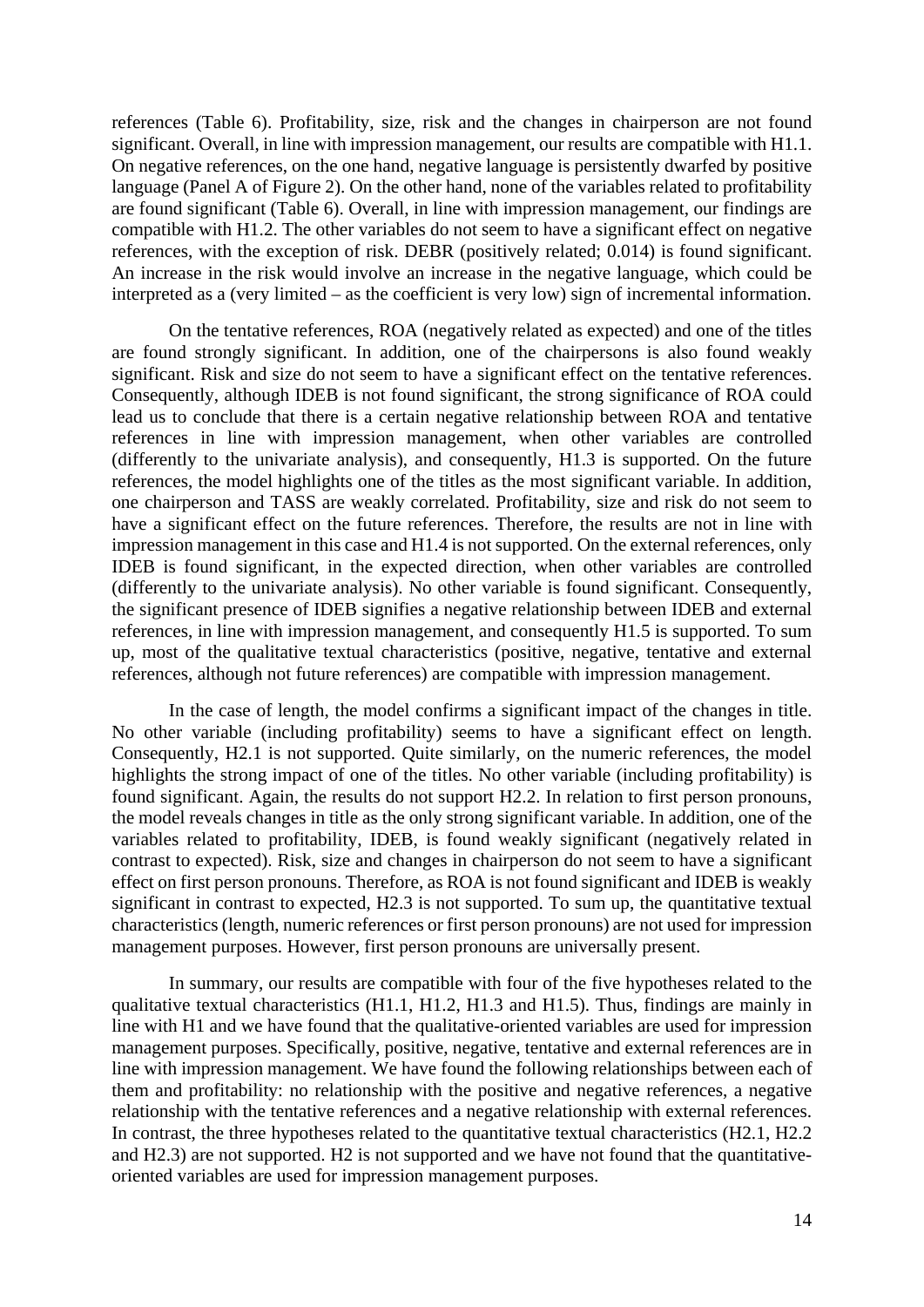references (Table 6). Profitability, size, risk and the changes in chairperson are not found significant. Overall, in line with impression management, our results are compatible with H1.1. On negative references, on the one hand, negative language is persistently dwarfed by positive language (Panel A of Figure 2). On the other hand, none of the variables related to profitability are found significant (Table 6). Overall, in line with impression management, our findings are compatible with H1.2. The other variables do not seem to have a significant effect on negative references, with the exception of risk. DEBR (positively related; 0.014) is found significant. An increase in the risk would involve an increase in the negative language, which could be interpreted as a (very limited – as the coefficient is very low) sign of incremental information.

On the tentative references, ROA (negatively related as expected) and one of the titles are found strongly significant. In addition, one of the chairpersons is also found weakly significant. Risk and size do not seem to have a significant effect on the tentative references. Consequently, although IDEB is not found significant, the strong significance of ROA could lead us to conclude that there is a certain negative relationship between ROA and tentative references in line with impression management, when other variables are controlled (differently to the univariate analysis), and consequently, H1.3 is supported. On the future references, the model highlights one of the titles as the most significant variable. In addition, one chairperson and TASS are weakly correlated. Profitability, size and risk do not seem to have a significant effect on the future references. Therefore, the results are not in line with impression management in this case and H1.4 is not supported. On the external references, only IDEB is found significant, in the expected direction, when other variables are controlled (differently to the univariate analysis). No other variable is found significant. Consequently, the significant presence of IDEB signifies a negative relationship between IDEB and external references, in line with impression management, and consequently H1.5 is supported. To sum up, most of the qualitative textual characteristics (positive, negative, tentative and external references, although not future references) are compatible with impression management.

In the case of length, the model confirms a significant impact of the changes in title. No other variable (including profitability) seems to have a significant effect on length. Consequently, H2.1 is not supported. Quite similarly, on the numeric references, the model highlights the strong impact of one of the titles. No other variable (including profitability) is found significant. Again, the results do not support H2.2. In relation to first person pronouns, the model reveals changes in title as the only strong significant variable. In addition, one of the variables related to profitability, IDEB, is found weakly significant (negatively related in contrast to expected). Risk, size and changes in chairperson do not seem to have a significant effect on first person pronouns. Therefore, as ROA is not found significant and IDEB is weakly significant in contrast to expected, H2.3 is not supported. To sum up, the quantitative textual characteristics (length, numeric references or first person pronouns) are not used for impression management purposes. However, first person pronouns are universally present.

In summary, our results are compatible with four of the five hypotheses related to the qualitative textual characteristics (H1.1, H1.2, H1.3 and H1.5). Thus, findings are mainly in line with H1 and we have found that the qualitative-oriented variables are used for impression management purposes. Specifically, positive, negative, tentative and external references are in line with impression management. We have found the following relationships between each of them and profitability: no relationship with the positive and negative references, a negative relationship with the tentative references and a negative relationship with external references. In contrast, the three hypotheses related to the quantitative textual characteristics (H2.1, H2.2 and H2.3) are not supported. H2 is not supported and we have not found that the quantitative-oriented variables are used for impression management purposes.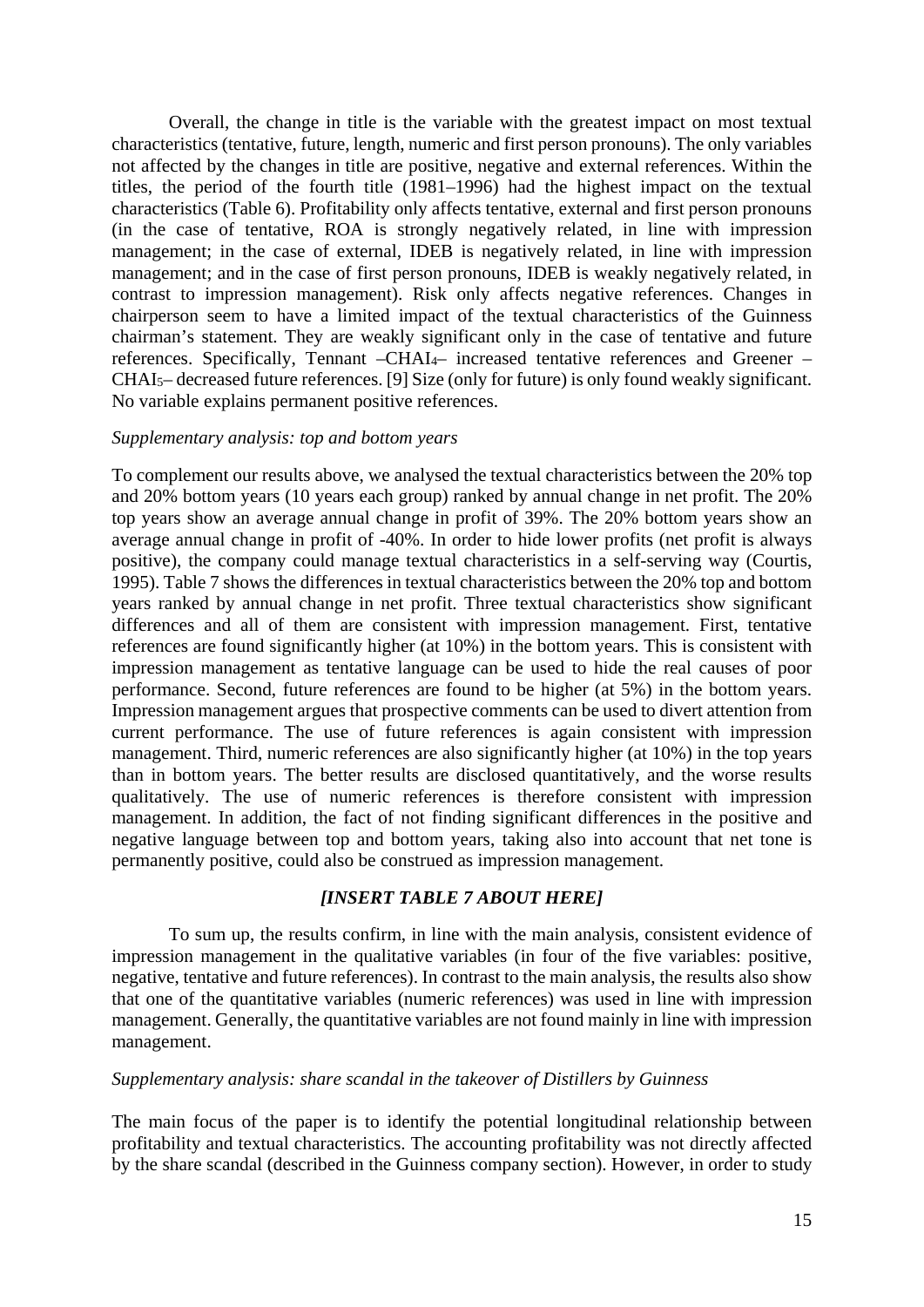Overall, the change in title is the variable with the greatest impact on most textual characteristics (tentative, future, length, numeric and first person pronouns). The only variables not affected by the changes in title are positive, negative and external references. Within the titles, the period of the fourth title (1981–1996) had the highest impact on the textual characteristics (Table 6). Profitability only affects tentative, external and first person pronouns (in the case of tentative, ROA is strongly negatively related, in line with impression management; in the case of external, IDEB is negatively related, in line with impression management; and in the case of first person pronouns, IDEB is weakly negatively related, in contrast to impression management). Risk only affects negative references. Changes in chairperson seem to have a limited impact of the textual characteristics of the Guinness chairman's statement. They are weakly significant only in the case of tentative and future references. Specifically, Tennant –$CHAI_4$– increased tentative references and Greener –$CHAI_5$– decreased future references. [9] Size (only for future) is only found weakly significant. No variable explains permanent positive references.

*Supplementary analysis: top and bottom years*

To complement our results above, we analysed the textual characteristics between the 20% top and 20% bottom years (10 years each group) ranked by annual change in net profit. The 20% top years show an average annual change in profit of 39%. The 20% bottom years show an average annual change in profit of -40%. In order to hide lower profits (net profit is always positive), the company could manage textual characteristics in a self-serving way (Courtis, 1995). Table 7 shows the differences in textual characteristics between the 20% top and bottom years ranked by annual change in net profit. Three textual characteristics show significant differences and all of them are consistent with impression management. First, tentative references are found significantly higher (at 10%) in the bottom years. This is consistent with impression management as tentative language can be used to hide the real causes of poor performance. Second, future references are found to be higher (at 5%) in the bottom years. Impression management argues that prospective comments can be used to divert attention from current performance. The use of future references is again consistent with impression management. Third, numeric references are also significantly higher (at 10%) in the top years than in bottom years. The better results are disclosed quantitatively, and the worse results qualitatively. The use of numeric references is therefore consistent with impression management. In addition, the fact of not finding significant differences in the positive and negative language between top and bottom years, taking also into account that net tone is permanently positive, could also be construed as impression management.

***[INSERT TABLE 7 ABOUT HERE]***

To sum up, the results confirm, in line with the main analysis, consistent evidence of impression management in the qualitative variables (in four of the five variables: positive, negative, tentative and future references). In contrast to the main analysis, the results also show that one of the quantitative variables (numeric references) was used in line with impression management. Generally, the quantitative variables are not found mainly in line with impression management.

*Supplementary analysis: share scandal in the takeover of Distillers by Guinness*

The main focus of the paper is to identify the potential longitudinal relationship between profitability and textual characteristics. The accounting profitability was not directly affected by the share scandal (described in the Guinness company section). However, in order to study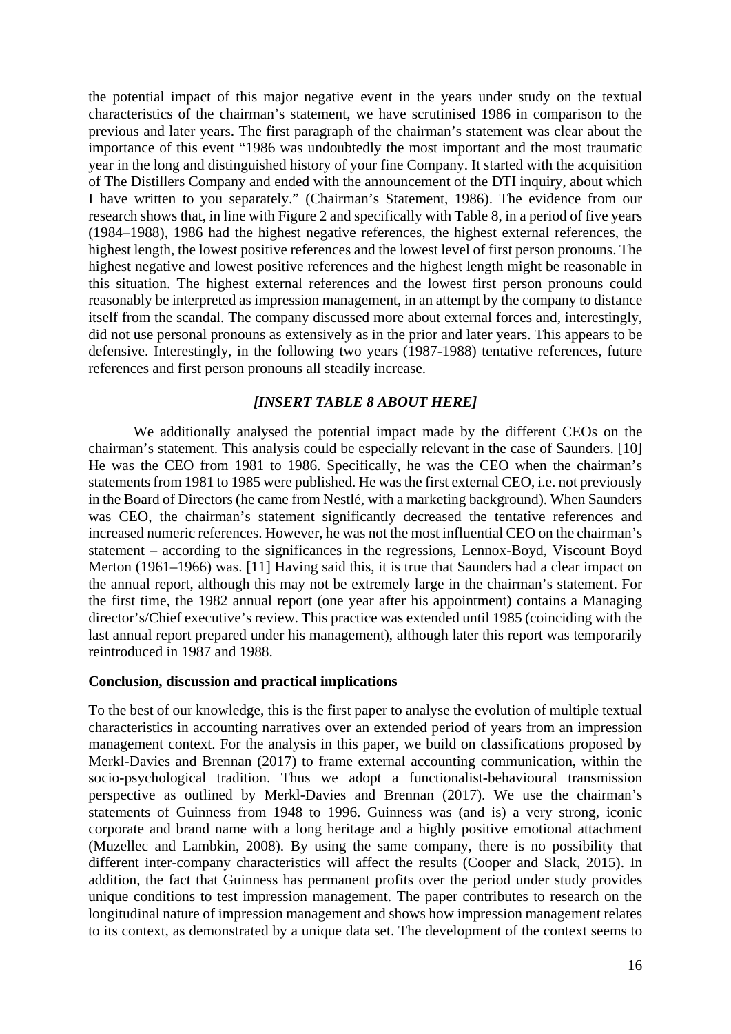the potential impact of this major negative event in the years under study on the textual characteristics of the chairman's statement, we have scrutinised 1986 in comparison to the previous and later years. The first paragraph of the chairman's statement was clear about the importance of this event "1986 was undoubtedly the most important and the most traumatic year in the long and distinguished history of your fine Company. It started with the acquisition of The Distillers Company and ended with the announcement of the DTI inquiry, about which I have written to you separately." (Chairman's Statement, 1986). The evidence from our research shows that, in line with Figure 2 and specifically with Table 8, in a period of five years (1984–1988), 1986 had the highest negative references, the highest external references, the highest length, the lowest positive references and the lowest level of first person pronouns. The highest negative and lowest positive references and the highest length might be reasonable in this situation. The highest external references and the lowest first person pronouns could reasonably be interpreted as impression management, in an attempt by the company to distance itself from the scandal. The company discussed more about external forces and, interestingly, did not use personal pronouns as extensively as in the prior and later years. This appears to be defensive. Interestingly, in the following two years (1987-1988) tentative references, future references and first person pronouns all steadily increase.

***[INSERT TABLE 8 ABOUT HERE]***

We additionally analysed the potential impact made by the different CEOs on the chairman's statement. This analysis could be especially relevant in the case of Saunders. [10] He was the CEO from 1981 to 1986. Specifically, he was the CEO when the chairman's statements from 1981 to 1985 were published. He was the first external CEO, i.e. not previously in the Board of Directors (he came from Nestlé, with a marketing background). When Saunders was CEO, the chairman's statement significantly decreased the tentative references and increased numeric references. However, he was not the most influential CEO on the chairman's statement – according to the significances in the regressions, Lennox-Boyd, Viscount Boyd Merton (1961–1966) was. [11] Having said this, it is true that Saunders had a clear impact on the annual report, although this may not be extremely large in the chairman's statement. For the first time, the 1982 annual report (one year after his appointment) contains a Managing director's/Chief executive's review. This practice was extended until 1985 (coinciding with the last annual report prepared under his management), although later this report was temporarily reintroduced in 1987 and 1988.

**Conclusion, discussion and practical implications**

To the best of our knowledge, this is the first paper to analyse the evolution of multiple textual characteristics in accounting narratives over an extended period of years from an impression management context. For the analysis in this paper, we build on classifications proposed by Merkl-Davies and Brennan (2017) to frame external accounting communication, within the socio-psychological tradition. Thus we adopt a functionalist-behavioural transmission perspective as outlined by Merkl-Davies and Brennan (2017). We use the chairman's statements of Guinness from 1948 to 1996. Guinness was (and is) a very strong, iconic corporate and brand name with a long heritage and a highly positive emotional attachment (Muzellec and Lambkin, 2008). By using the same company, there is no possibility that different inter-company characteristics will affect the results (Cooper and Slack, 2015). In addition, the fact that Guinness has permanent profits over the period under study provides unique conditions to test impression management. The paper contributes to research on the longitudinal nature of impression management and shows how impression management relates to its context, as demonstrated by a unique data set. The development of the context seems to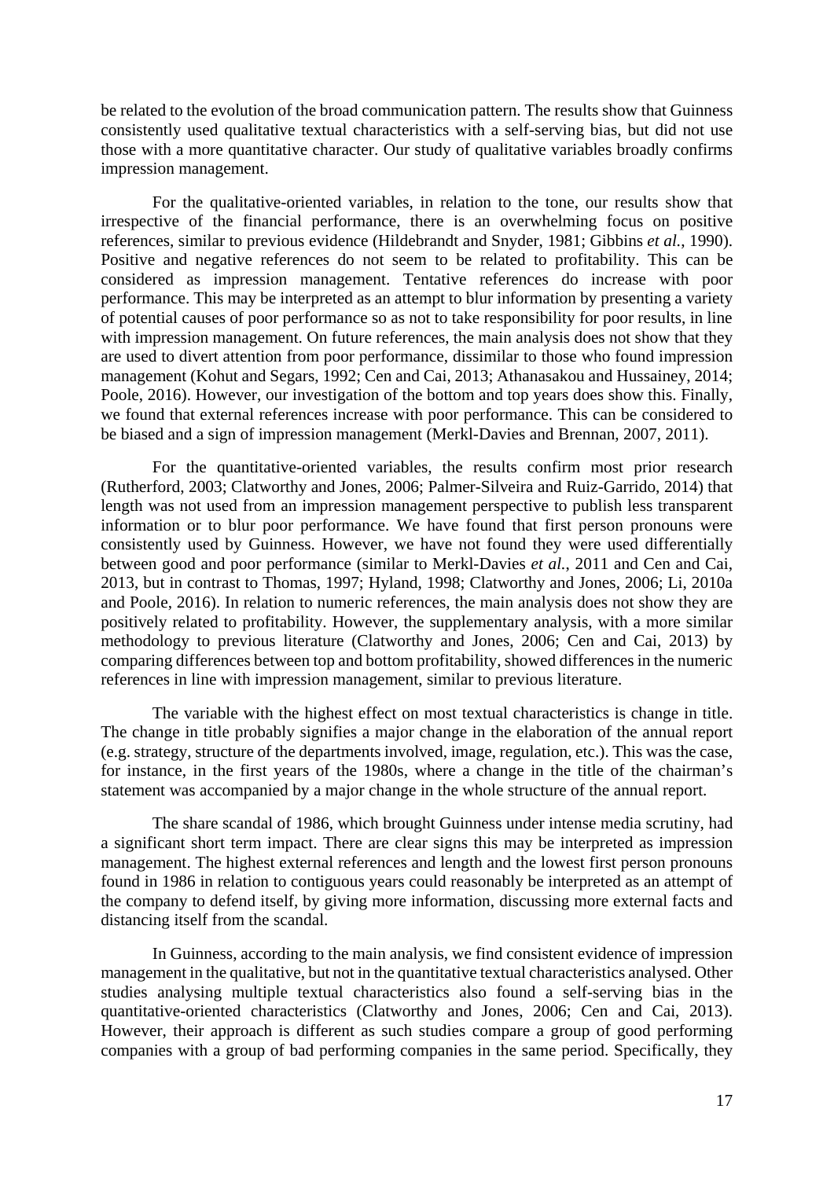be related to the evolution of the broad communication pattern. The results show that Guinness consistently used qualitative textual characteristics with a self-serving bias, but did not use those with a more quantitative character. Our study of qualitative variables broadly confirms impression management.

For the qualitative-oriented variables, in relation to the tone, our results show that irrespective of the financial performance, there is an overwhelming focus on positive references, similar to previous evidence (Hildebrandt and Snyder, 1981; Gibbins *et al.*, 1990). Positive and negative references do not seem to be related to profitability. This can be considered as impression management. Tentative references do increase with poor performance. This may be interpreted as an attempt to blur information by presenting a variety of potential causes of poor performance so as not to take responsibility for poor results, in line with impression management. On future references, the main analysis does not show that they are used to divert attention from poor performance, dissimilar to those who found impression management (Kohut and Segars, 1992; Cen and Cai, 2013; Athanasakou and Hussainey, 2014; Poole, 2016). However, our investigation of the bottom and top years does show this. Finally, we found that external references increase with poor performance. This can be considered to be biased and a sign of impression management (Merkl-Davies and Brennan, 2007, 2011).

For the quantitative-oriented variables, the results confirm most prior research (Rutherford, 2003; Clatworthy and Jones, 2006; Palmer-Silveira and Ruiz-Garrido, 2014) that length was not used from an impression management perspective to publish less transparent information or to blur poor performance. We have found that first person pronouns were consistently used by Guinness. However, we have not found they were used differentially between good and poor performance (similar to Merkl-Davies *et al.*, 2011 and Cen and Cai, 2013, but in contrast to Thomas, 1997; Hyland, 1998; Clatworthy and Jones, 2006; Li, 2010a and Poole, 2016). In relation to numeric references, the main analysis does not show they are positively related to profitability. However, the supplementary analysis, with a more similar methodology to previous literature (Clatworthy and Jones, 2006; Cen and Cai, 2013) by comparing differences between top and bottom profitability, showed differences in the numeric references in line with impression management, similar to previous literature.

The variable with the highest effect on most textual characteristics is change in title. The change in title probably signifies a major change in the elaboration of the annual report (e.g. strategy, structure of the departments involved, image, regulation, etc.). This was the case, for instance, in the first years of the 1980s, where a change in the title of the chairman's statement was accompanied by a major change in the whole structure of the annual report.

The share scandal of 1986, which brought Guinness under intense media scrutiny, had a significant short term impact. There are clear signs this may be interpreted as impression management. The highest external references and length and the lowest first person pronouns found in 1986 in relation to contiguous years could reasonably be interpreted as an attempt of the company to defend itself, by giving more information, discussing more external facts and distancing itself from the scandal.

In Guinness, according to the main analysis, we find consistent evidence of impression management in the qualitative, but not in the quantitative textual characteristics analysed. Other studies analysing multiple textual characteristics also found a self-serving bias in the quantitative-oriented characteristics (Clatworthy and Jones, 2006; Cen and Cai, 2013). However, their approach is different as such studies compare a group of good performing companies with a group of bad performing companies in the same period. Specifically, they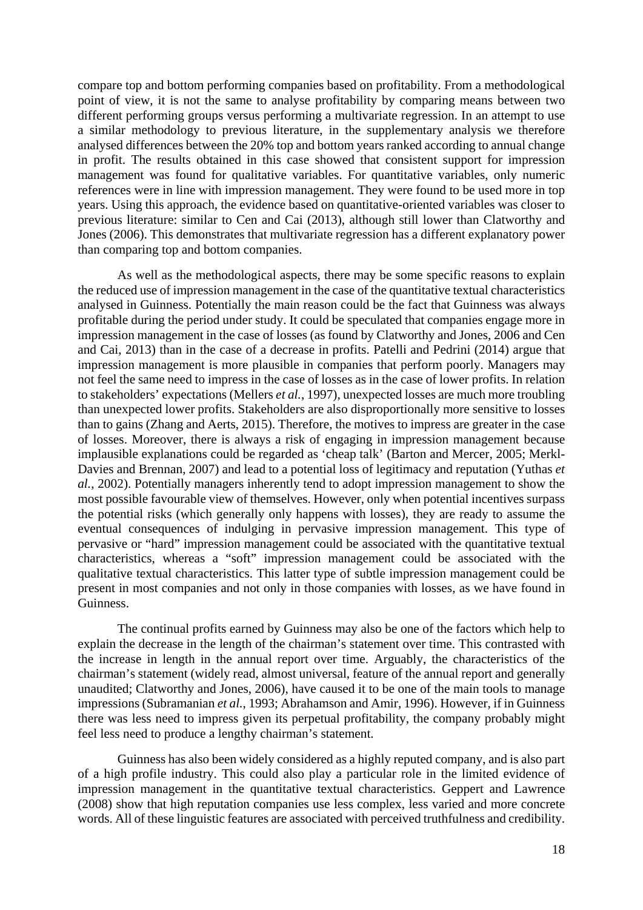compare top and bottom performing companies based on profitability. From a methodological point of view, it is not the same to analyse profitability by comparing means between two different performing groups versus performing a multivariate regression. In an attempt to use a similar methodology to previous literature, in the supplementary analysis we therefore analysed differences between the 20% top and bottom years ranked according to annual change in profit. The results obtained in this case showed that consistent support for impression management was found for qualitative variables. For quantitative variables, only numeric references were in line with impression management. They were found to be used more in top years. Using this approach, the evidence based on quantitative-oriented variables was closer to previous literature: similar to Cen and Cai (2013), although still lower than Clatworthy and Jones (2006). This demonstrates that multivariate regression has a different explanatory power than comparing top and bottom companies.

As well as the methodological aspects, there may be some specific reasons to explain the reduced use of impression management in the case of the quantitative textual characteristics analysed in Guinness. Potentially the main reason could be the fact that Guinness was always profitable during the period under study. It could be speculated that companies engage more in impression management in the case of losses (as found by Clatworthy and Jones, 2006 and Cen and Cai, 2013) than in the case of a decrease in profits. Patelli and Pedrini (2014) argue that impression management is more plausible in companies that perform poorly. Managers may not feel the same need to impress in the case of losses as in the case of lower profits. In relation to stakeholders' expectations (Mellers *et al.*, 1997), unexpected losses are much more troubling than unexpected lower profits. Stakeholders are also disproportionally more sensitive to losses than to gains (Zhang and Aerts, 2015). Therefore, the motives to impress are greater in the case of losses. Moreover, there is always a risk of engaging in impression management because implausible explanations could be regarded as 'cheap talk' (Barton and Mercer, 2005; Merkl-Davies and Brennan, 2007) and lead to a potential loss of legitimacy and reputation (Yuthas *et al.*, 2002). Potentially managers inherently tend to adopt impression management to show the most possible favourable view of themselves. However, only when potential incentives surpass the potential risks (which generally only happens with losses), they are ready to assume the eventual consequences of indulging in pervasive impression management. This type of pervasive or "hard" impression management could be associated with the quantitative textual characteristics, whereas a "soft" impression management could be associated with the qualitative textual characteristics. This latter type of subtle impression management could be present in most companies and not only in those companies with losses, as we have found in Guinness.

The continual profits earned by Guinness may also be one of the factors which help to explain the decrease in the length of the chairman's statement over time. This contrasted with the increase in length in the annual report over time. Arguably, the characteristics of the chairman's statement (widely read, almost universal, feature of the annual report and generally unaudited; Clatworthy and Jones, 2006), have caused it to be one of the main tools to manage impressions (Subramanian *et al.*, 1993; Abrahamson and Amir, 1996). However, if in Guinness there was less need to impress given its perpetual profitability, the company probably might feel less need to produce a lengthy chairman's statement.

Guinness has also been widely considered as a highly reputed company, and is also part of a high profile industry. This could also play a particular role in the limited evidence of impression management in the quantitative textual characteristics. Geppert and Lawrence (2008) show that high reputation companies use less complex, less varied and more concrete words. All of these linguistic features are associated with perceived truthfulness and credibility.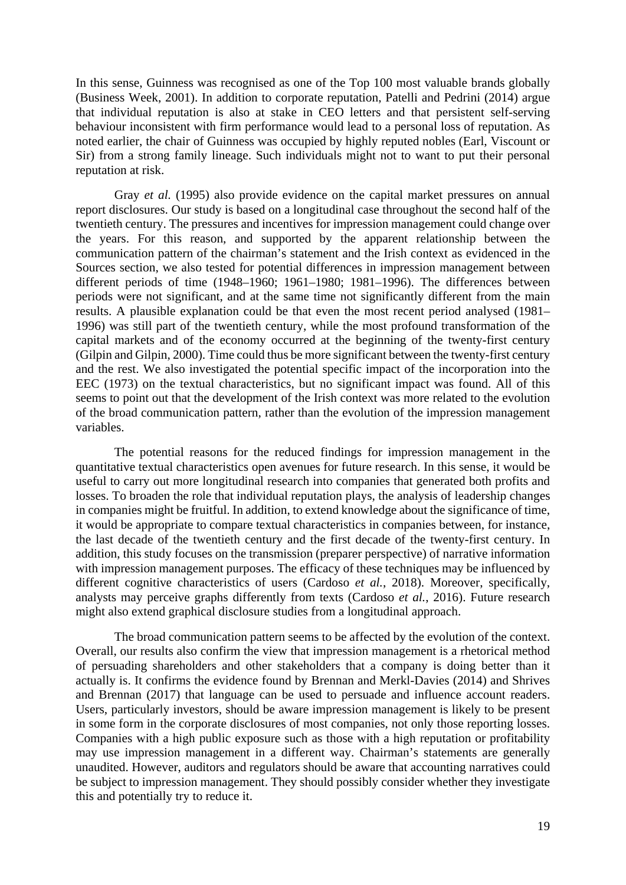In this sense, Guinness was recognised as one of the Top 100 most valuable brands globally (Business Week, 2001). In addition to corporate reputation, Patelli and Pedrini (2014) argue that individual reputation is also at stake in CEO letters and that persistent self-serving behaviour inconsistent with firm performance would lead to a personal loss of reputation. As noted earlier, the chair of Guinness was occupied by highly reputed nobles (Earl, Viscount or Sir) from a strong family lineage. Such individuals might not to want to put their personal reputation at risk.

Gray *et al.* (1995) also provide evidence on the capital market pressures on annual report disclosures. Our study is based on a longitudinal case throughout the second half of the twentieth century. The pressures and incentives for impression management could change over the years. For this reason, and supported by the apparent relationship between the communication pattern of the chairman's statement and the Irish context as evidenced in the Sources section, we also tested for potential differences in impression management between different periods of time (1948–1960; 1961–1980; 1981–1996). The differences between periods were not significant, and at the same time not significantly different from the main results. A plausible explanation could be that even the most recent period analysed (1981–1996) was still part of the twentieth century, while the most profound transformation of the capital markets and of the economy occurred at the beginning of the twenty-first century (Gilpin and Gilpin, 2000). Time could thus be more significant between the twenty-first century and the rest. We also investigated the potential specific impact of the incorporation into the EEC (1973) on the textual characteristics, but no significant impact was found. All of this seems to point out that the development of the Irish context was more related to the evolution of the broad communication pattern, rather than the evolution of the impression management variables.

The potential reasons for the reduced findings for impression management in the quantitative textual characteristics open avenues for future research. In this sense, it would be useful to carry out more longitudinal research into companies that generated both profits and losses. To broaden the role that individual reputation plays, the analysis of leadership changes in companies might be fruitful. In addition, to extend knowledge about the significance of time, it would be appropriate to compare textual characteristics in companies between, for instance, the last decade of the twentieth century and the first decade of the twenty-first century. In addition, this study focuses on the transmission (preparer perspective) of narrative information with impression management purposes. The efficacy of these techniques may be influenced by different cognitive characteristics of users (Cardoso *et al.*, 2018). Moreover, specifically, analysts may perceive graphs differently from texts (Cardoso *et al.*, 2016). Future research might also extend graphical disclosure studies from a longitudinal approach.

The broad communication pattern seems to be affected by the evolution of the context. Overall, our results also confirm the view that impression management is a rhetorical method of persuading shareholders and other stakeholders that a company is doing better than it actually is. It confirms the evidence found by Brennan and Merkl-Davies (2014) and Shrives and Brennan (2017) that language can be used to persuade and influence account readers. Users, particularly investors, should be aware impression management is likely to be present in some form in the corporate disclosures of most companies, not only those reporting losses. Companies with a high public exposure such as those with a high reputation or profitability may use impression management in a different way. Chairman's statements are generally unaudited. However, auditors and regulators should be aware that accounting narratives could be subject to impression management. They should possibly consider whether they investigate this and potentially try to reduce it.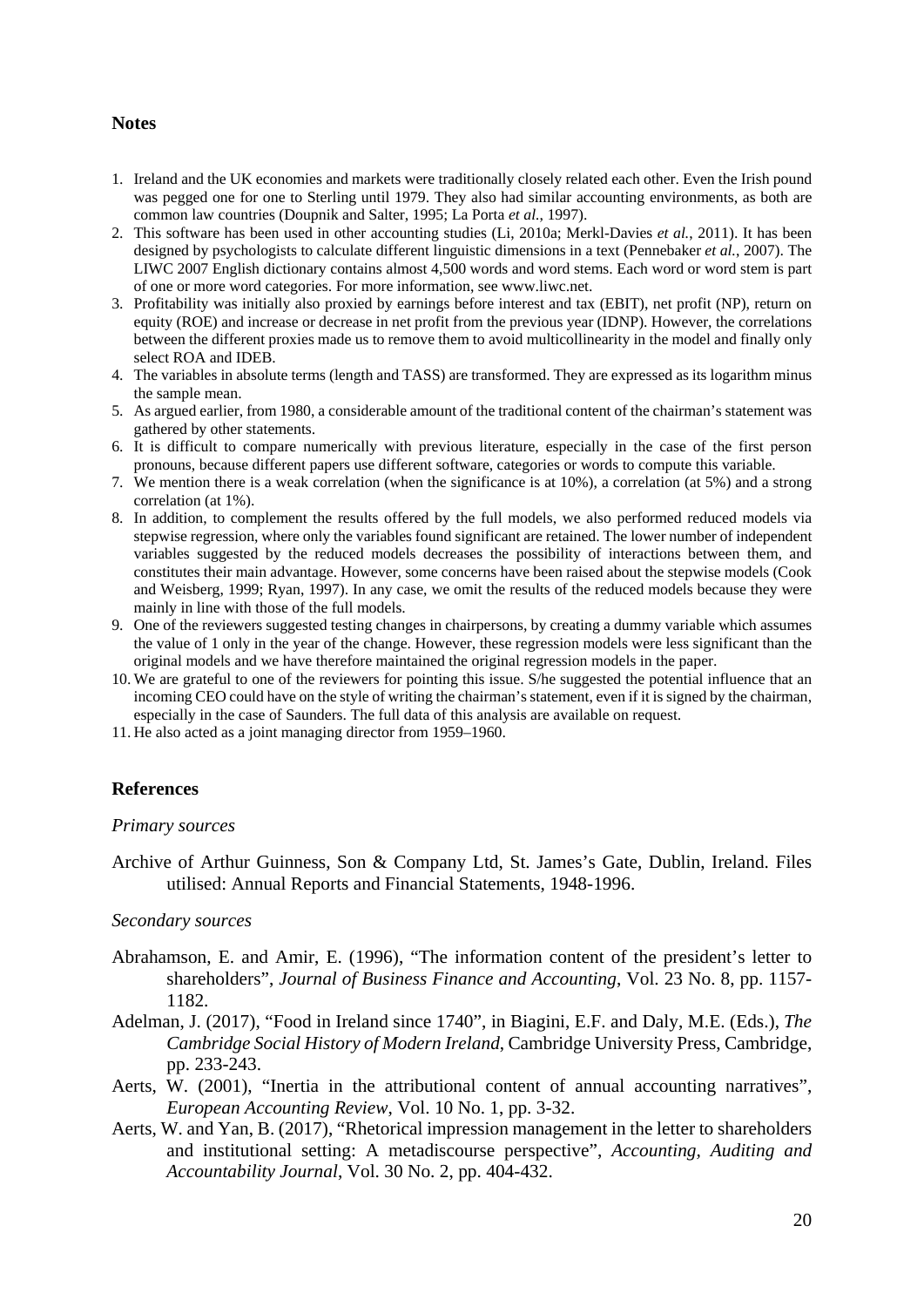## Notes

1. Ireland and the UK economies and markets were traditionally closely related each other. Even the Irish pound was pegged one for one to Sterling until 1979. They also had similar accounting environments, as both are common law countries (Doupnik and Salter, 1995; La Porta *et al.*, 1997).
2. This software has been used in other accounting studies (Li, 2010a; Merkl-Davies *et al.*, 2011). It has been designed by psychologists to calculate different linguistic dimensions in a text (Pennebaker *et al.*, 2007). The LIWC 2007 English dictionary contains almost 4,500 words and word stems. Each word or word stem is part of one or more word categories. For more information, see www.liwc.net.
3. Profitability was initially also proxied by earnings before interest and tax (EBIT), net profit (NP), return on equity (ROE) and increase or decrease in net profit from the previous year (IDNP). However, the correlations between the different proxies made us to remove them to avoid multicollinearity in the model and finally only select ROA and IDEB.
4. The variables in absolute terms (length and TASS) are transformed. They are expressed as its logarithm minus the sample mean.
5. As argued earlier, from 1980, a considerable amount of the traditional content of the chairman's statement was gathered by other statements.
6. It is difficult to compare numerically with previous literature, especially in the case of the first person pronouns, because different papers use different software, categories or words to compute this variable.
7. We mention there is a weak correlation (when the significance is at 10%), a correlation (at 5%) and a strong correlation (at 1%).
8. In addition, to complement the results offered by the full models, we also performed reduced models via stepwise regression, where only the variables found significant are retained. The lower number of independent variables suggested by the reduced models decreases the possibility of interactions between them, and constitutes their main advantage. However, some concerns have been raised about the stepwise models (Cook and Weisberg, 1999; Ryan, 1997). In any case, we omit the results of the reduced models because they were mainly in line with those of the full models.
9. One of the reviewers suggested testing changes in chairpersons, by creating a dummy variable which assumes the value of 1 only in the year of the change. However, these regression models were less significant than the original models and we have therefore maintained the original regression models in the paper.
10. We are grateful to one of the reviewers for pointing this issue. S/he suggested the potential influence that an incoming CEO could have on the style of writing the chairman's statement, even if it is signed by the chairman, especially in the case of Saunders. The full data of this analysis are available on request.
11. He also acted as a joint managing director from 1959–1960.

## References

*Primary sources*

Archive of Arthur Guinness, Son & Company Ltd, St. James's Gate, Dublin, Ireland. Files utilised: Annual Reports and Financial Statements, 1948-1996.

*Secondary sources*

Abrahamson, E. and Amir, E. (1996), "The information content of the president's letter to shareholders", *Journal of Business Finance and Accounting*, Vol. 23 No. 8, pp. 1157-1182.

Adelman, J. (2017), "Food in Ireland since 1740", in Biagini, E.F. and Daly, M.E. (Eds.), *The Cambridge Social History of Modern Ireland*, Cambridge University Press, Cambridge, pp. 233-243.

Aerts, W. (2001), "Inertia in the attributional content of annual accounting narratives", *European Accounting Review*, Vol. 10 No. 1, pp. 3-32.

Aerts, W. and Yan, B. (2017), "Rhetorical impression management in the letter to shareholders and institutional setting: A metadiscourse perspective", *Accounting, Auditing and Accountability Journal*, Vol. 30 No. 2, pp. 404-432.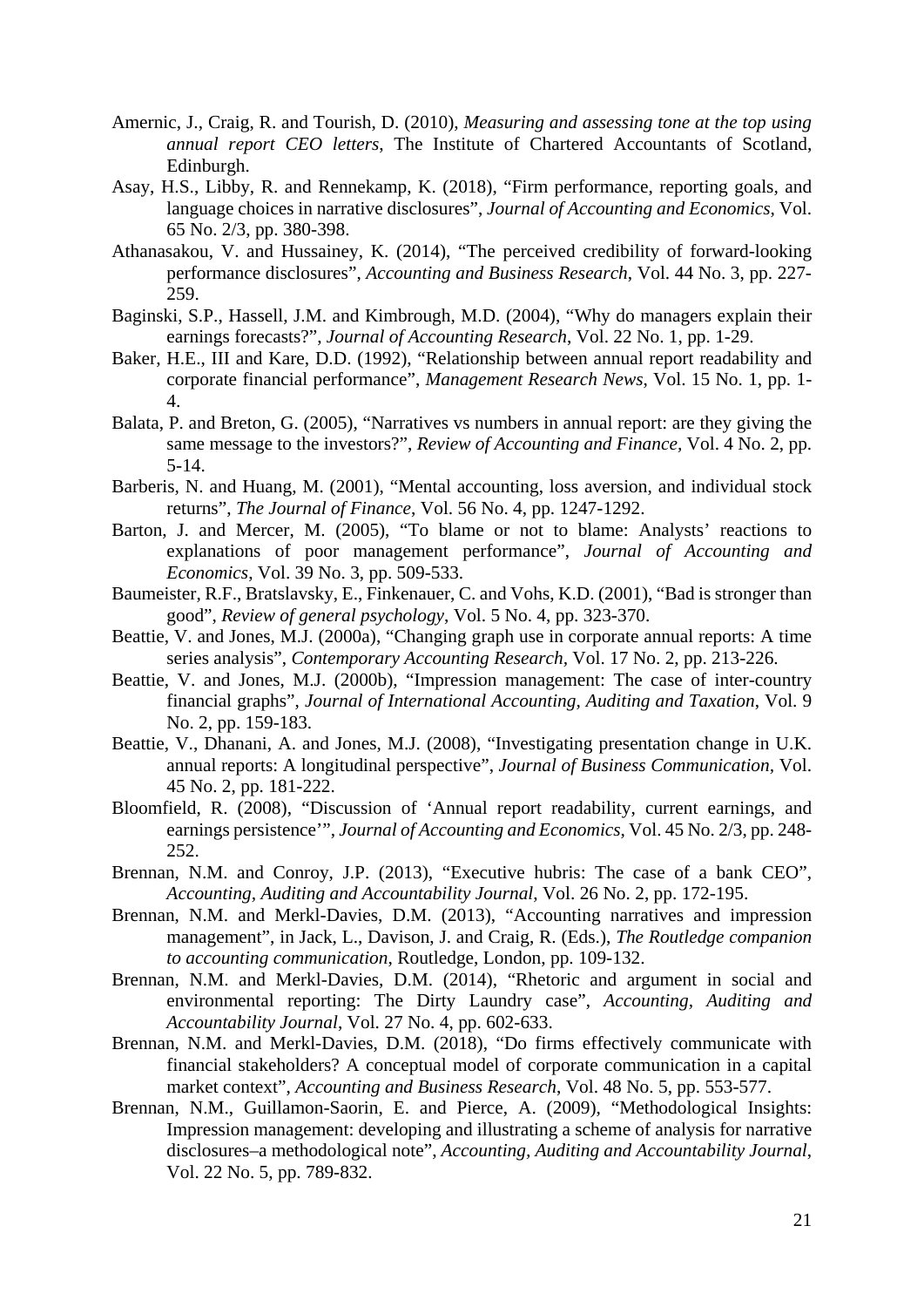Amernic, J., Craig, R. and Tourish, D. (2010), *Measuring and assessing tone at the top using annual report CEO letters*, The Institute of Chartered Accountants of Scotland, Edinburgh.

Asay, H.S., Libby, R. and Rennekamp, K. (2018), "Firm performance, reporting goals, and language choices in narrative disclosures", *Journal of Accounting and Economics*, Vol. 65 No. 2/3, pp. 380-398.

Athanasakou, V. and Hussainey, K. (2014), "The perceived credibility of forward-looking performance disclosures", *Accounting and Business Research*, Vol. 44 No. 3, pp. 227-259.

Baginski, S.P., Hassell, J.M. and Kimbrough, M.D. (2004), "Why do managers explain their earnings forecasts?", *Journal of Accounting Research*, Vol. 22 No. 1, pp. 1-29.

Baker, H.E., III and Kare, D.D. (1992), "Relationship between annual report readability and corporate financial performance", *Management Research News*, Vol. 15 No. 1, pp. 1-4.

Balata, P. and Breton, G. (2005), "Narratives vs numbers in annual report: are they giving the same message to the investors?", *Review of Accounting and Finance*, Vol. 4 No. 2, pp. 5-14.

Barberis, N. and Huang, M. (2001), "Mental accounting, loss aversion, and individual stock returns", *The Journal of Finance*, Vol. 56 No. 4, pp. 1247-1292.

Barton, J. and Mercer, M. (2005), "To blame or not to blame: Analysts' reactions to explanations of poor management performance", *Journal of Accounting and Economics*, Vol. 39 No. 3, pp. 509-533.

Baumeister, R.F., Bratslavsky, E., Finkenauer, C. and Vohs, K.D. (2001), "Bad is stronger than good", *Review of general psychology*, Vol. 5 No. 4, pp. 323-370.

Beattie, V. and Jones, M.J. (2000a), "Changing graph use in corporate annual reports: A time series analysis", *Contemporary Accounting Research*, Vol. 17 No. 2, pp. 213-226.

Beattie, V. and Jones, M.J. (2000b), "Impression management: The case of inter-country financial graphs", *Journal of International Accounting, Auditing and Taxation*, Vol. 9 No. 2, pp. 159-183.

Beattie, V., Dhanani, A. and Jones, M.J. (2008), "Investigating presentation change in U.K. annual reports: A longitudinal perspective", *Journal of Business Communication*, Vol. 45 No. 2, pp. 181-222.

Bloomfield, R. (2008), "Discussion of 'Annual report readability, current earnings, and earnings persistence'", *Journal of Accounting and Economics*, Vol. 45 No. 2/3, pp. 248-252.

Brennan, N.M. and Conroy, J.P. (2013), "Executive hubris: The case of a bank CEO", *Accounting, Auditing and Accountability Journal*, Vol. 26 No. 2, pp. 172-195.

Brennan, N.M. and Merkl-Davies, D.M. (2013), "Accounting narratives and impression management", in Jack, L., Davison, J. and Craig, R. (Eds.), *The Routledge companion to accounting communication*, Routledge, London, pp. 109-132.

Brennan, N.M. and Merkl-Davies, D.M. (2014), "Rhetoric and argument in social and environmental reporting: The Dirty Laundry case", *Accounting, Auditing and Accountability Journal*, Vol. 27 No. 4, pp. 602-633.

Brennan, N.M. and Merkl-Davies, D.M. (2018), "Do firms effectively communicate with financial stakeholders? A conceptual model of corporate communication in a capital market context", *Accounting and Business Research*, Vol. 48 No. 5, pp. 553-577.

Brennan, N.M., Guillamon-Saorin, E. and Pierce, A. (2009), "Methodological Insights: Impression management: developing and illustrating a scheme of analysis for narrative disclosures–a methodological note", *Accounting, Auditing and Accountability Journal*, Vol. 22 No. 5, pp. 789-832.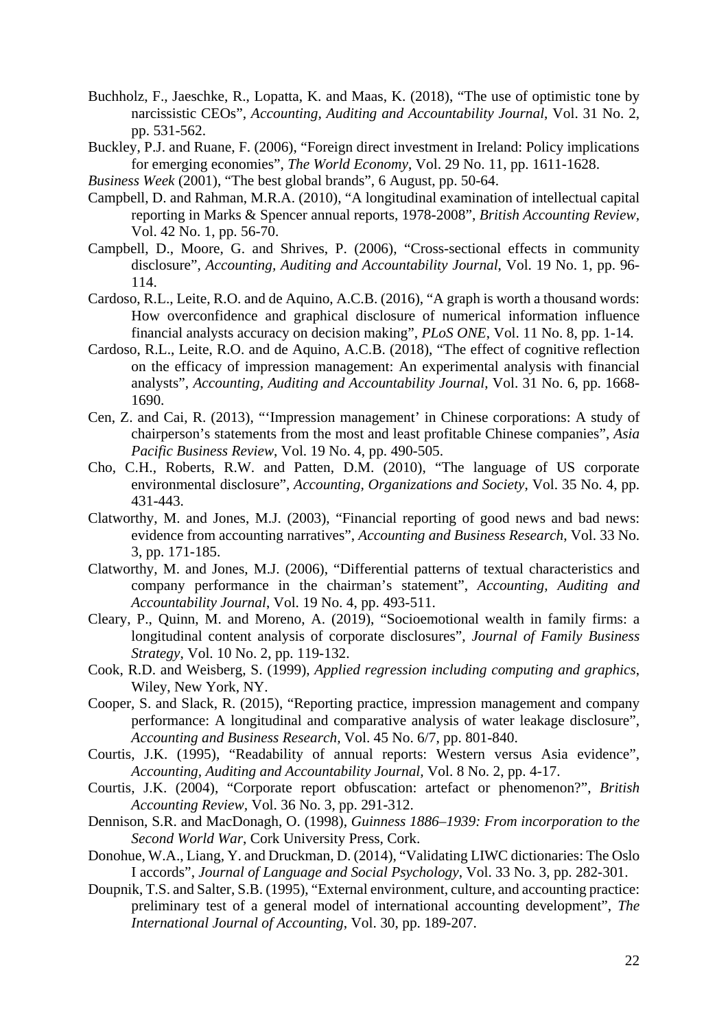Buchholz, F., Jaeschke, R., Lopatta, K. and Maas, K. (2018), "The use of optimistic tone by narcissistic CEOs", *Accounting, Auditing and Accountability Journal*, Vol. 31 No. 2, pp. 531-562.

Buckley, P.J. and Ruane, F. (2006), "Foreign direct investment in Ireland: Policy implications for emerging economies", *The World Economy*, Vol. 29 No. 11, pp. 1611-1628.

*Business Week* (2001), "The best global brands", 6 August, pp. 50-64.

Campbell, D. and Rahman, M.R.A. (2010), "A longitudinal examination of intellectual capital reporting in Marks & Spencer annual reports, 1978-2008", *British Accounting Review*, Vol. 42 No. 1, pp. 56-70.

Campbell, D., Moore, G. and Shrives, P. (2006), "Cross-sectional effects in community disclosure", *Accounting, Auditing and Accountability Journal*, Vol. 19 No. 1, pp. 96-114.

Cardoso, R.L., Leite, R.O. and de Aquino, A.C.B. (2016), "A graph is worth a thousand words: How overconfidence and graphical disclosure of numerical information influence financial analysts accuracy on decision making", *PLoS ONE*, Vol. 11 No. 8, pp. 1-14.

Cardoso, R.L., Leite, R.O. and de Aquino, A.C.B. (2018), "The effect of cognitive reflection on the efficacy of impression management: An experimental analysis with financial analysts", *Accounting, Auditing and Accountability Journal*, Vol. 31 No. 6, pp. 1668-1690.

Cen, Z. and Cai, R. (2013), "'Impression management' in Chinese corporations: A study of chairperson's statements from the most and least profitable Chinese companies", *Asia Pacific Business Review*, Vol. 19 No. 4, pp. 490-505.

Cho, C.H., Roberts, R.W. and Patten, D.M. (2010), "The language of US corporate environmental disclosure", *Accounting, Organizations and Society*, Vol. 35 No. 4, pp. 431-443.

Clatworthy, M. and Jones, M.J. (2003), "Financial reporting of good news and bad news: evidence from accounting narratives", *Accounting and Business Research*, Vol. 33 No. 3, pp. 171-185.

Clatworthy, M. and Jones, M.J. (2006), "Differential patterns of textual characteristics and company performance in the chairman's statement", *Accounting, Auditing and Accountability Journal*, Vol. 19 No. 4, pp. 493-511.

Cleary, P., Quinn, M. and Moreno, A. (2019), "Socioemotional wealth in family firms: a longitudinal content analysis of corporate disclosures", *Journal of Family Business Strategy*, Vol. 10 No. 2, pp. 119-132.

Cook, R.D. and Weisberg, S. (1999), *Applied regression including computing and graphics*, Wiley, New York, NY.

Cooper, S. and Slack, R. (2015), "Reporting practice, impression management and company performance: A longitudinal and comparative analysis of water leakage disclosure", *Accounting and Business Research,* Vol. 45 No. 6/7, pp. 801-840.

Courtis, J.K. (1995), "Readability of annual reports: Western versus Asia evidence", *Accounting, Auditing and Accountability Journal*, Vol. 8 No. 2, pp. 4-17.

Courtis, J.K. (2004), "Corporate report obfuscation: artefact or phenomenon?", *British Accounting Review,* Vol. 36 No. 3, pp. 291-312.

Dennison, S.R. and MacDonagh, O. (1998), *Guinness 1886–1939: From incorporation to the Second World War*, Cork University Press, Cork.

Donohue, W.A., Liang, Y. and Druckman, D. (2014), "Validating LIWC dictionaries: The Oslo I accords", *Journal of Language and Social Psychology*, Vol. 33 No. 3, pp. 282-301.

Doupnik, T.S. and Salter, S.B. (1995), "External environment, culture, and accounting practice: preliminary test of a general model of international accounting development", *The International Journal of Accounting*, Vol. 30, pp. 189-207.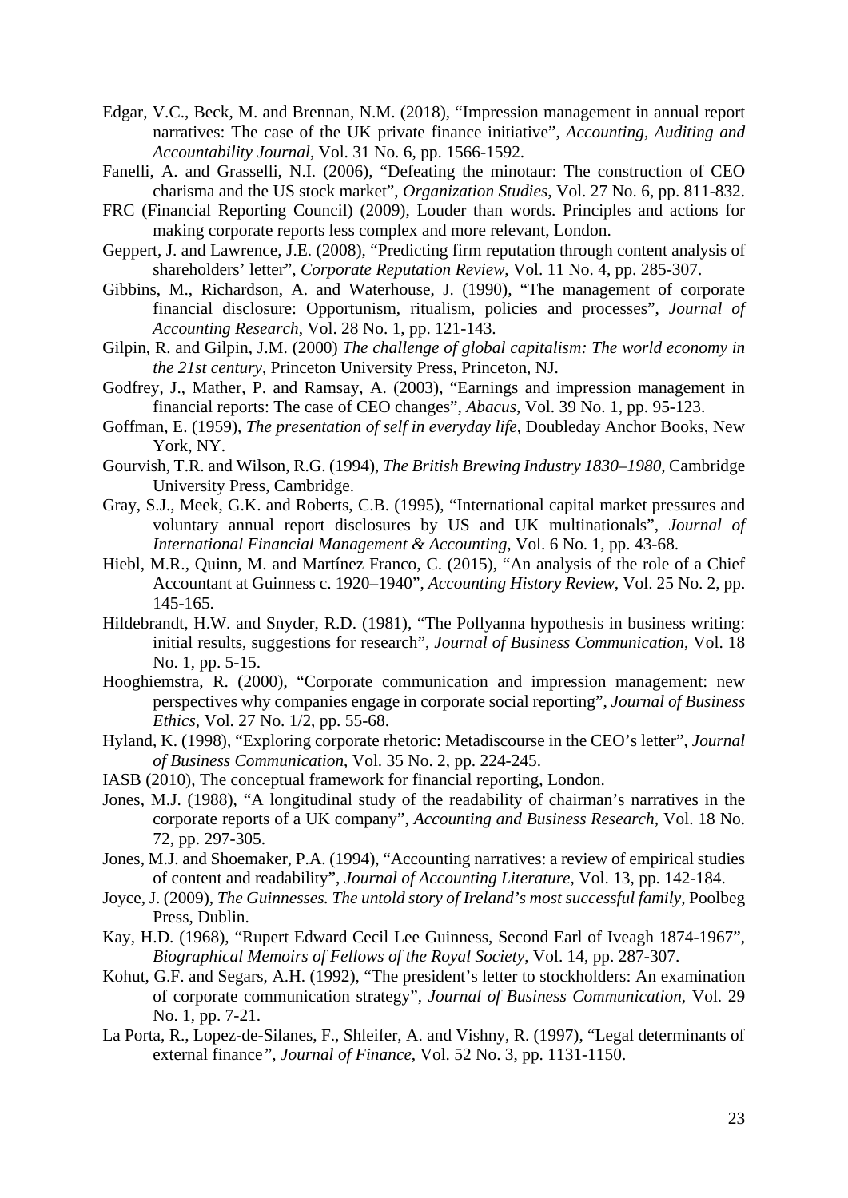Edgar, V.C., Beck, M. and Brennan, N.M. (2018), "Impression management in annual report narratives: The case of the UK private finance initiative", *Accounting, Auditing and Accountability Journal*, Vol. 31 No. 6, pp. 1566-1592.

Fanelli, A. and Grasselli, N.I. (2006), "Defeating the minotaur: The construction of CEO charisma and the US stock market", *Organization Studies*, Vol. 27 No. 6, pp. 811-832.

FRC (Financial Reporting Council) (2009), Louder than words. Principles and actions for making corporate reports less complex and more relevant, London.

Geppert, J. and Lawrence, J.E. (2008), "Predicting firm reputation through content analysis of shareholders' letter", *Corporate Reputation Review*, Vol. 11 No. 4, pp. 285-307.

Gibbins, M., Richardson, A. and Waterhouse, J. (1990), "The management of corporate financial disclosure: Opportunism, ritualism, policies and processes", *Journal of Accounting Research*, Vol. 28 No. 1, pp. 121-143.

Gilpin, R. and Gilpin, J.M. (2000) *The challenge of global capitalism: The world economy in the 21st century*, Princeton University Press, Princeton, NJ.

Godfrey, J., Mather, P. and Ramsay, A. (2003), "Earnings and impression management in financial reports: The case of CEO changes", *Abacus*, Vol. 39 No. 1, pp. 95-123.

Goffman, E. (1959), *The presentation of self in everyday life*, Doubleday Anchor Books, New York, NY.

Gourvish, T.R. and Wilson, R.G. (1994), *The British Brewing Industry 1830–1980*, Cambridge University Press, Cambridge.

Gray, S.J., Meek, G.K. and Roberts, C.B. (1995), "International capital market pressures and voluntary annual report disclosures by US and UK multinationals", *Journal of International Financial Management & Accounting*, Vol. 6 No. 1, pp. 43-68.

Hiebl, M.R., Quinn, M. and Martínez Franco, C. (2015), "An analysis of the role of a Chief Accountant at Guinness c. 1920–1940", *Accounting History Review*, Vol. 25 No. 2, pp. 145-165.

Hildebrandt, H.W. and Snyder, R.D. (1981), "The Pollyanna hypothesis in business writing: initial results, suggestions for research", *Journal of Business Communication*, Vol. 18 No. 1, pp. 5-15.

Hooghiemstra, R. (2000), "Corporate communication and impression management: new perspectives why companies engage in corporate social reporting", *Journal of Business Ethics*, Vol. 27 No. 1/2, pp. 55-68.

Hyland, K. (1998), "Exploring corporate rhetoric: Metadiscourse in the CEO's letter", *Journal of Business Communication*, Vol. 35 No. 2, pp. 224-245.

IASB (2010), The conceptual framework for financial reporting, London.

Jones, M.J. (1988), "A longitudinal study of the readability of chairman's narratives in the corporate reports of a UK company", *Accounting and Business Research*, Vol. 18 No. 72, pp. 297-305.

Jones, M.J. and Shoemaker, P.A. (1994), "Accounting narratives: a review of empirical studies of content and readability", *Journal of Accounting Literature*, Vol. 13, pp. 142-184.

Joyce, J. (2009), *The Guinnesses. The untold story of Ireland's most successful family*, Poolbeg Press, Dublin.

Kay, H.D. (1968), "Rupert Edward Cecil Lee Guinness, Second Earl of Iveagh 1874-1967", *Biographical Memoirs of Fellows of the Royal Society*, Vol. 14, pp. 287-307.

Kohut, G.F. and Segars, A.H. (1992), "The president's letter to stockholders: An examination of corporate communication strategy", *Journal of Business Communication*, Vol. 29 No. 1, pp. 7-21.

La Porta, R., Lopez-de-Silanes, F., Shleifer, A. and Vishny, R. (1997), "Legal determinants of external finance", *Journal of Finance*, Vol. 52 No. 3, pp. 1131-1150.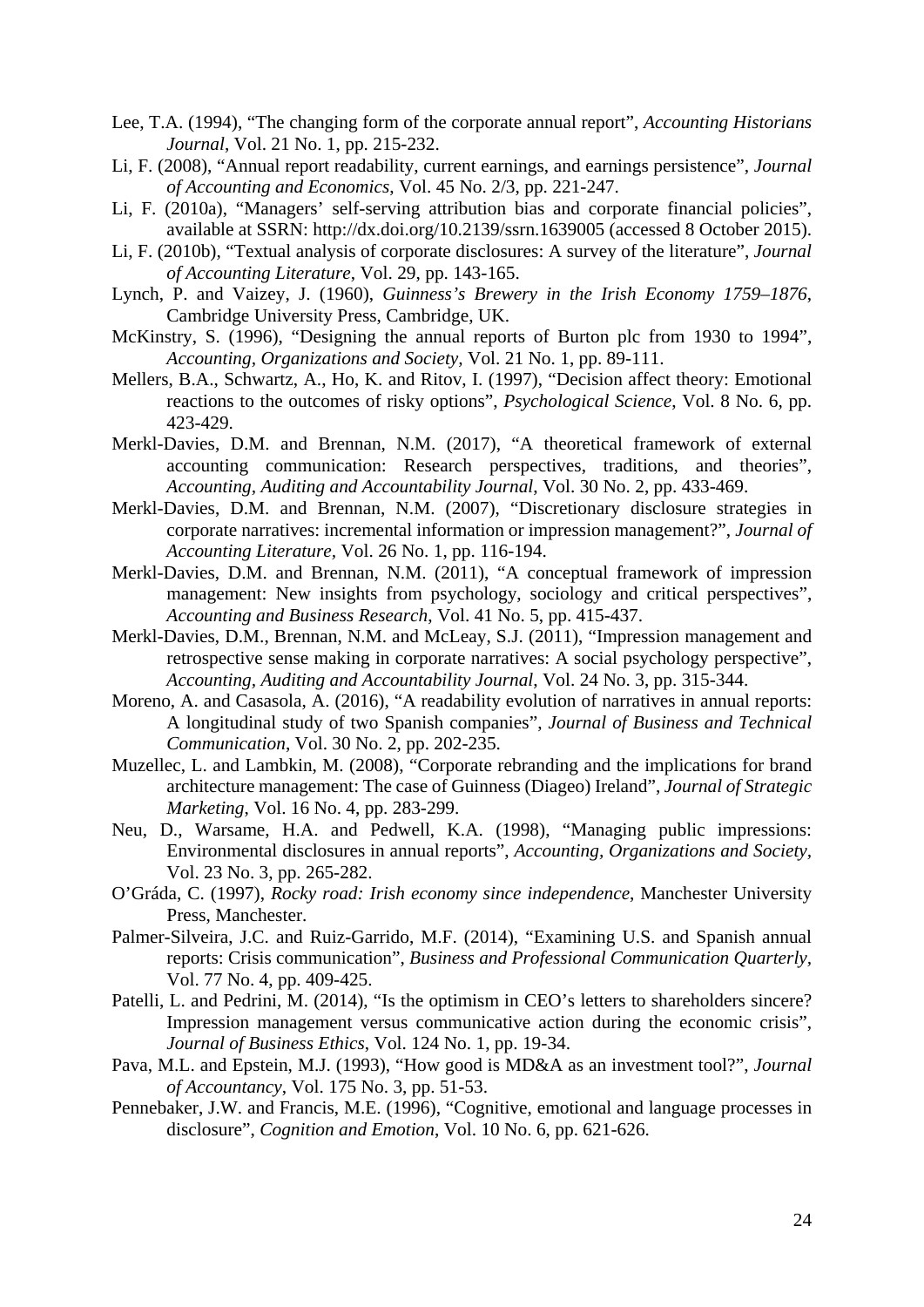Lee, T.A. (1994), "The changing form of the corporate annual report", *Accounting Historians Journal*, Vol. 21 No. 1, pp. 215-232.

Li, F. (2008), "Annual report readability, current earnings, and earnings persistence", *Journal of Accounting and Economics*, Vol. 45 No. 2/3, pp. 221-247.

Li, F. (2010a), "Managers' self-serving attribution bias and corporate financial policies", available at SSRN: http://dx.doi.org/10.2139/ssrn.1639005 (accessed 8 October 2015).

Li, F. (2010b), "Textual analysis of corporate disclosures: A survey of the literature", *Journal of Accounting Literature*, Vol. 29, pp. 143-165.

Lynch, P. and Vaizey, J. (1960), *Guinness's Brewery in the Irish Economy 1759–1876*, Cambridge University Press, Cambridge, UK.

McKinstry, S. (1996), "Designing the annual reports of Burton plc from 1930 to 1994", *Accounting, Organizations and Society*, Vol. 21 No. 1, pp. 89-111.

Mellers, B.A., Schwartz, A., Ho, K. and Ritov, I. (1997), "Decision affect theory: Emotional reactions to the outcomes of risky options", *Psychological Science*, Vol. 8 No. 6, pp. 423-429.

Merkl-Davies, D.M. and Brennan, N.M. (2017), "A theoretical framework of external accounting communication: Research perspectives, traditions, and theories", *Accounting, Auditing and Accountability Journal*, Vol. 30 No. 2, pp. 433-469.

Merkl-Davies, D.M. and Brennan, N.M. (2007), "Discretionary disclosure strategies in corporate narratives: incremental information or impression management?", *Journal of Accounting Literature*, Vol. 26 No. 1, pp. 116-194.

Merkl-Davies, D.M. and Brennan, N.M. (2011), "A conceptual framework of impression management: New insights from psychology, sociology and critical perspectives", *Accounting and Business Research*, Vol. 41 No. 5, pp. 415-437.

Merkl-Davies, D.M., Brennan, N.M. and McLeay, S.J. (2011), "Impression management and retrospective sense making in corporate narratives: A social psychology perspective", *Accounting, Auditing and Accountability Journal*, Vol. 24 No. 3, pp. 315-344.

Moreno, A. and Casasola, A. (2016), "A readability evolution of narratives in annual reports: A longitudinal study of two Spanish companies", *Journal of Business and Technical Communication*, Vol. 30 No. 2, pp. 202-235.

Muzellec, L. and Lambkin, M. (2008), "Corporate rebranding and the implications for brand architecture management: The case of Guinness (Diageo) Ireland", *Journal of Strategic Marketing*, Vol. 16 No. 4, pp. 283-299.

Neu, D., Warsame, H.A. and Pedwell, K.A. (1998), "Managing public impressions: Environmental disclosures in annual reports", *Accounting, Organizations and Society*, Vol. 23 No. 3, pp. 265-282.

O'Gráda, C. (1997), *Rocky road: Irish economy since independence*, Manchester University Press, Manchester.

Palmer-Silveira, J.C. and Ruiz-Garrido, M.F. (2014), "Examining U.S. and Spanish annual reports: Crisis communication", *Business and Professional Communication Quarterly*, Vol. 77 No. 4, pp. 409-425.

Patelli, L. and Pedrini, M. (2014), "Is the optimism in CEO's letters to shareholders sincere? Impression management versus communicative action during the economic crisis", *Journal of Business Ethics*, Vol. 124 No. 1, pp. 19-34.

Pava, M.L. and Epstein, M.J. (1993), "How good is MD&A as an investment tool?", *Journal of Accountancy*, Vol. 175 No. 3, pp. 51-53.

Pennebaker, J.W. and Francis, M.E. (1996), "Cognitive, emotional and language processes in disclosure", *Cognition and Emotion*, Vol. 10 No. 6, pp. 621-626.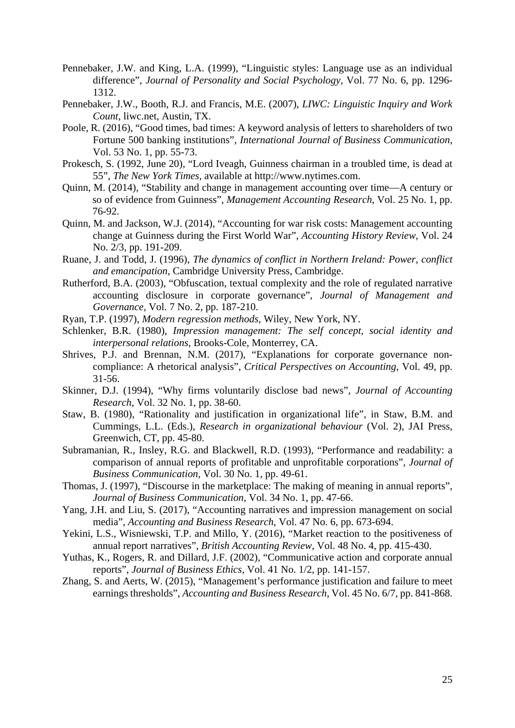Pennebaker, J.W. and King, L.A. (1999), "Linguistic styles: Language use as an individual difference", *Journal of Personality and Social Psychology*, Vol. 77 No. 6, pp. 1296-1312.

Pennebaker, J.W., Booth, R.J. and Francis, M.E. (2007), *LIWC: Linguistic Inquiry and Work Count*, liwc.net, Austin, TX.

Poole, R. (2016), "Good times, bad times: A keyword analysis of letters to shareholders of two Fortune 500 banking institutions", *International Journal of Business Communication*, Vol. 53 No. 1, pp. 55-73.

Prokesch, S. (1992, June 20), "Lord Iveagh, Guinness chairman in a troubled time, is dead at 55", *The New York Times*, available at http://www.nytimes.com.

Quinn, M. (2014), "Stability and change in management accounting over time—A century or so of evidence from Guinness", *Management Accounting Research*, Vol. 25 No. 1, pp. 76-92.

Quinn, M. and Jackson, W.J. (2014), "Accounting for war risk costs: Management accounting change at Guinness during the First World War", *Accounting History Review*, Vol. 24 No. 2/3, pp. 191-209.

Ruane, J. and Todd, J. (1996), *The dynamics of conflict in Northern Ireland: Power, conflict and emancipation*, Cambridge University Press, Cambridge.

Rutherford, B.A. (2003), "Obfuscation, textual complexity and the role of regulated narrative accounting disclosure in corporate governance", *Journal of Management and Governance*, Vol. 7 No. 2, pp. 187-210.

Ryan, T.P. (1997), *Modern regression methods*, Wiley, New York, NY.

Schlenker, B.R. (1980), *Impression management: The self concept, social identity and interpersonal relations*, Brooks-Cole, Monterrey, CA.

Shrives, P.J. and Brennan, N.M. (2017), "Explanations for corporate governance non-compliance: A rhetorical analysis", *Critical Perspectives on Accounting*, Vol. 49, pp. 31-56.

Skinner, D.J. (1994), "Why firms voluntarily disclose bad news", *Journal of Accounting Research*, Vol. 32 No. 1, pp. 38-60.

Staw, B. (1980), "Rationality and justification in organizational life", in Staw, B.M. and Cummings, L.L. (Eds.), *Research in organizational behaviour* (Vol. 2), JAI Press, Greenwich, CT, pp. 45-80.

Subramanian, R., Insley, R.G. and Blackwell, R.D. (1993), "Performance and readability: a comparison of annual reports of profitable and unprofitable corporations", *Journal of Business Communication*, Vol. 30 No. 1, pp. 49-61.

Thomas, J. (1997), "Discourse in the marketplace: The making of meaning in annual reports", *Journal of Business Communication*, Vol. 34 No. 1, pp. 47-66.

Yang, J.H. and Liu, S. (2017), "Accounting narratives and impression management on social media", *Accounting and Business Research*, Vol. 47 No. 6, pp. 673-694.

Yekini, L.S., Wisniewski, T.P. and Millo, Y. (2016), "Market reaction to the positiveness of annual report narratives", *British Accounting Review*, Vol. 48 No. 4, pp. 415-430.

Yuthas, K., Rogers, R. and Dillard, J.F. (2002), "Communicative action and corporate annual reports", *Journal of Business Ethics*, Vol. 41 No. 1/2, pp. 141-157.

Zhang, S. and Aerts, W. (2015), "Management's performance justification and failure to meet earnings thresholds", *Accounting and Business Research*, Vol. 45 No. 6/7, pp. 841-868.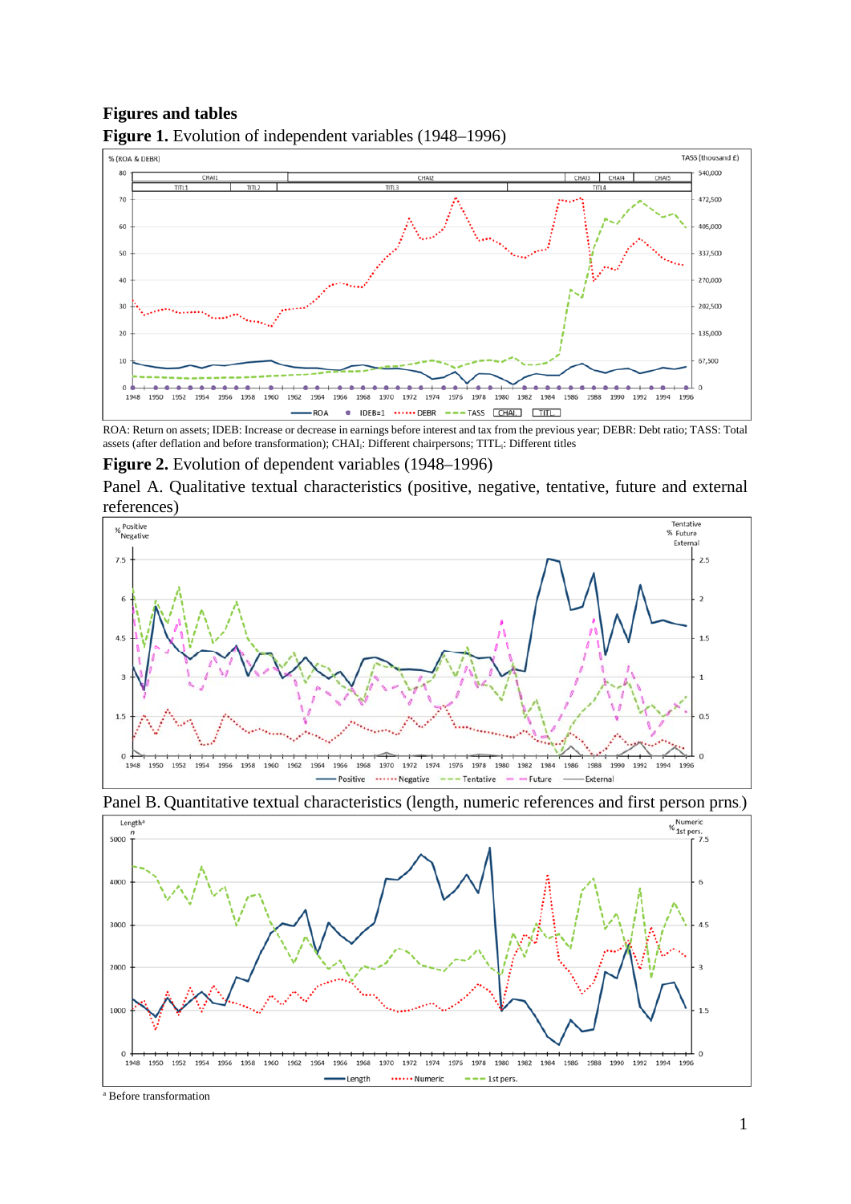## Figures and tables

**Figure 1.** Evolution of independent variables (1948–1996)

ROA: Return on assets; IDEB: Increase or decrease in earnings before interest and tax from the previous year; DEBR: Debt ratio; TASS: Total assets (after deflation and before transformation); $CHAI_i$: Different chairpersons; $TITL_i$: Different titles

**Figure 2.** Evolution of dependent variables (1948–1996)

Panel A. Qualitative textual characteristics (positive, negative, tentative, future and external references)

Panel B. Quantitative textual characteristics (length, numeric references and first person prns.)

[a] Before transformation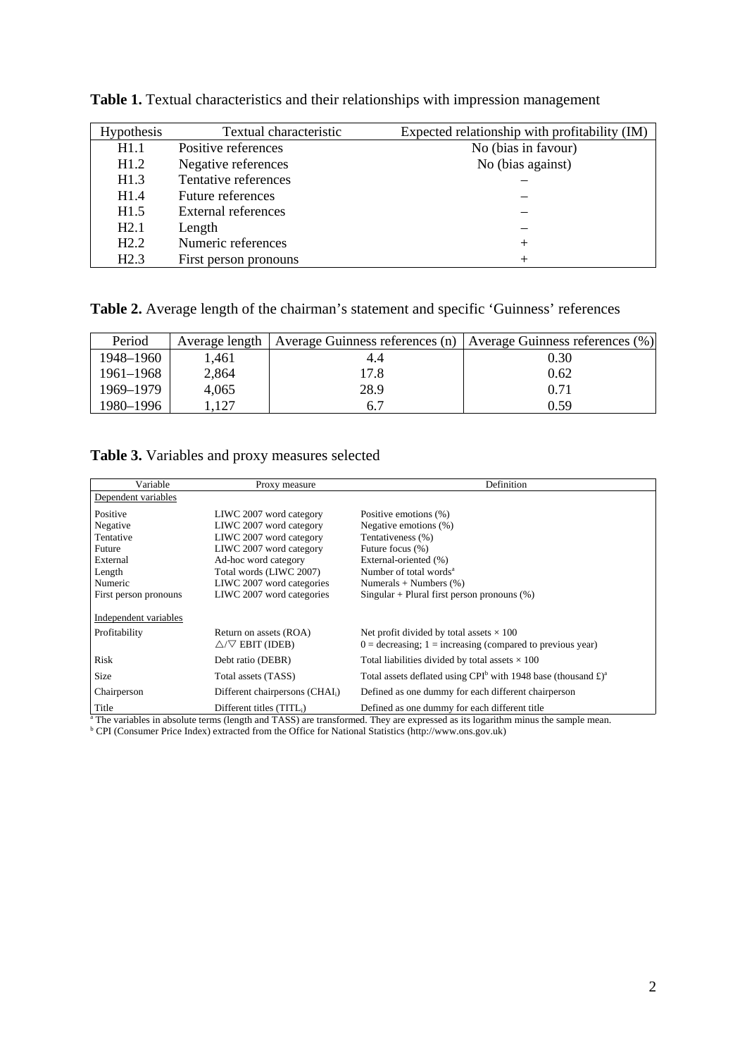**Table 1.** Textual characteristics and their relationships with impression management

| Hypothesis | Textual characteristic | Expected relationship with profitability (IM) |
|---|---|---|
| H1.1 | Positive references | No (bias in favour) |
| H1.2 | Negative references | No (bias against) |
| H1.3 | Tentative references | – |
| H1.4 | Future references | – |
| H1.5 | External references | – |
| H2.1 | Length | – |
| H2.2 | Numeric references | + |
| H2.3 | First person pronouns | + |

**Table 2.** Average length of the chairman's statement and specific 'Guinness' references

| Period | Average length | Average Guinness references (n) | Average Guinness references (%) |
|---|---|---|---|
| 1948–1960 | 1,461 | 4.4 | 0.30 |
| 1961–1968 | 2,864 | 17.8 | 0.62 |
| 1969–1979 | 4,065 | 28.9 | 0.71 |
| 1980–1996 | 1,127 | 6.7 | 0.59 |

**Table 3.** Variables and proxy measures selected

| Variable | Proxy measure | Definition |
|---|---|---|
| Dependent variables | | |
| Positive | LIWC 2007 word category | Positive emotions (%) |
| Negative | LIWC 2007 word category | Negative emotions (%) |
| Tentative | LIWC 2007 word category | Tentativeness (%) |
| Future | LIWC 2007 word category | Future focus (%) |
| External | Ad-hoc word category | External-oriented (%) |
| Length | Total words (LIWC 2007) | Number of total words[a] |
| Numeric | LIWC 2007 word categories | Numerals + Numbers (%) |
| First person pronouns | LIWC 2007 word categories | Singular + Plural first person pronouns (%) |
| Independent variables | | |
| Profitability | Return on assets (ROA) | Net profit divided by total assets × 100 |
| | △/▽ EBIT (IDEB) | 0 = decreasing; 1 = increasing (compared to previous year) |
| Risk | Debt ratio (DEBR) | Total liabilities divided by total assets × 100 |
| Size | Total assets (TASS) | Total assets deflated using CPI[b] with 1948 base (thousand £)[a] |
| Chairperson | Different chairpersons ($CHAI_i$) | Defined as one dummy for each different chairperson |
| Title | Different titles ($TITL_i$) | Defined as one dummy for each different title |

[a] The variables in absolute terms (length and TASS) are transformed. They are expressed as its logarithm minus the sample mean.
[b] CPI (Consumer Price Index) extracted from the Office for National Statistics (http://www.ons.gov.uk)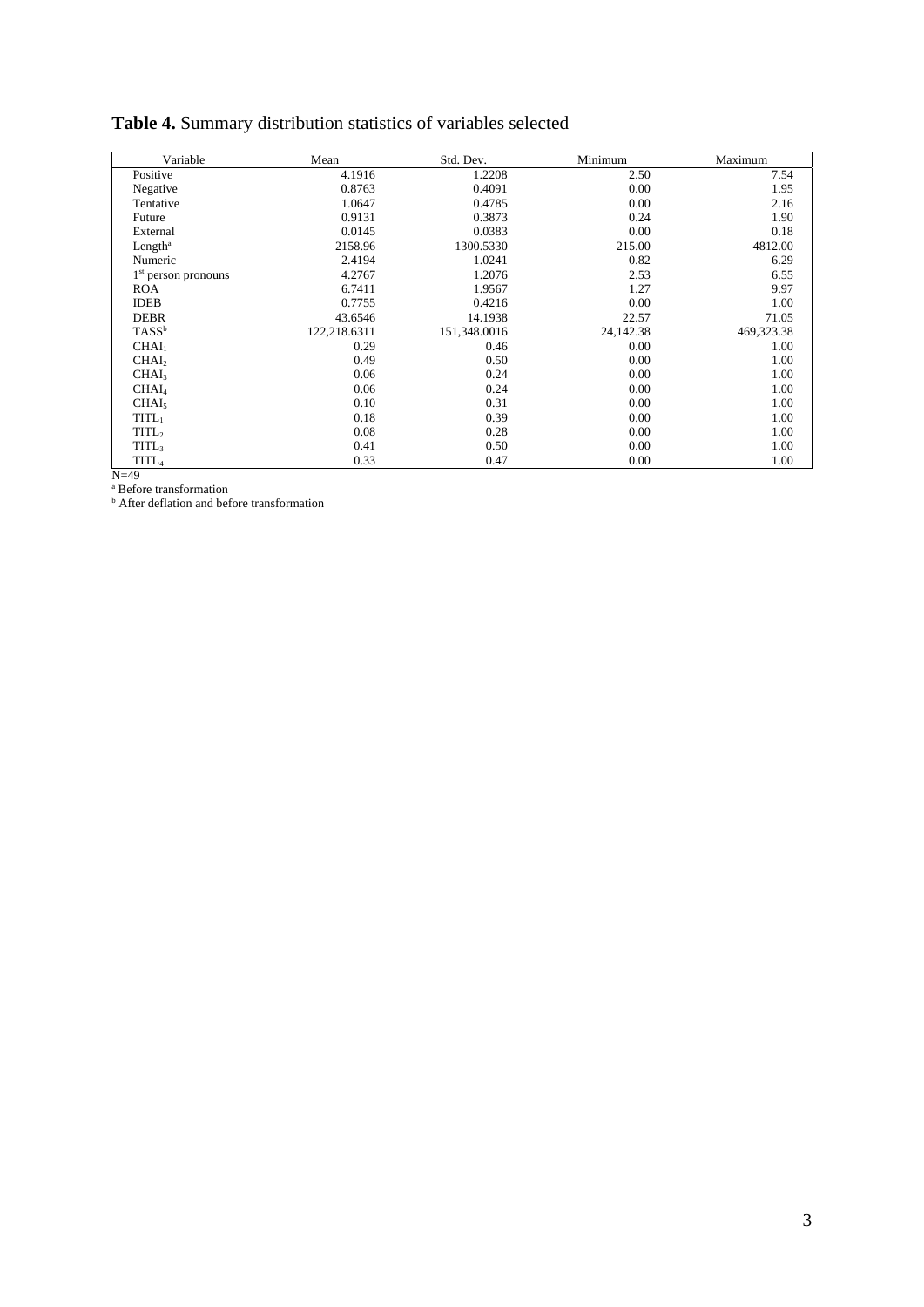**Table 4.** Summary distribution statistics of variables selected

| Variable | Mean | Std. Dev. | Minimum | Maximum |
|---|---|---|---|---|
| Positive | 4.1916 | 1.2208 | 2.50 | 7.54 |
| Negative | 0.8763 | 0.4091 | 0.00 | 1.95 |
| Tentative | 1.0647 | 0.4785 | 0.00 | 2.16 |
| Future | 0.9131 | 0.3873 | 0.24 | 1.90 |
| External | 0.0145 | 0.0383 | 0.00 | 0.18 |
| Length[a] | 2158.96 | 1300.5330 | 215.00 | 4812.00 |
| Numeric | 2.4194 | 1.0241 | 0.82 | 6.29 |
| 1st person pronouns | 4.2767 | 1.2076 | 2.53 | 6.55 |
| ROA | 6.7411 | 1.9567 | 1.27 | 9.97 |
| IDEB | 0.7755 | 0.4216 | 0.00 | 1.00 |
| DEBR | 43.6546 | 14.1938 | 22.57 | 71.05 |
| TASS[b] | 122,218.6311 | 151,348.0016 | 24,142.38 | 469,323.38 |
| $CHAI_1$ | 0.29 | 0.46 | 0.00 | 1.00 |
| $CHAI_2$ | 0.49 | 0.50 | 0.00 | 1.00 |
| $CHAI_3$ | 0.06 | 0.24 | 0.00 | 1.00 |
| $CHAI_4$ | 0.06 | 0.24 | 0.00 | 1.00 |
| $CHAI_5$ | 0.10 | 0.31 | 0.00 | 1.00 |
| $TITL_1$ | 0.18 | 0.39 | 0.00 | 1.00 |
| $TITL_2$ | 0.08 | 0.28 | 0.00 | 1.00 |
| $TITL_3$ | 0.41 | 0.50 | 0.00 | 1.00 |
| $TITL_4$ | 0.33 | 0.47 | 0.00 | 1.00 |

N=49

[a] Before transformation

[b] After deflation and before transformation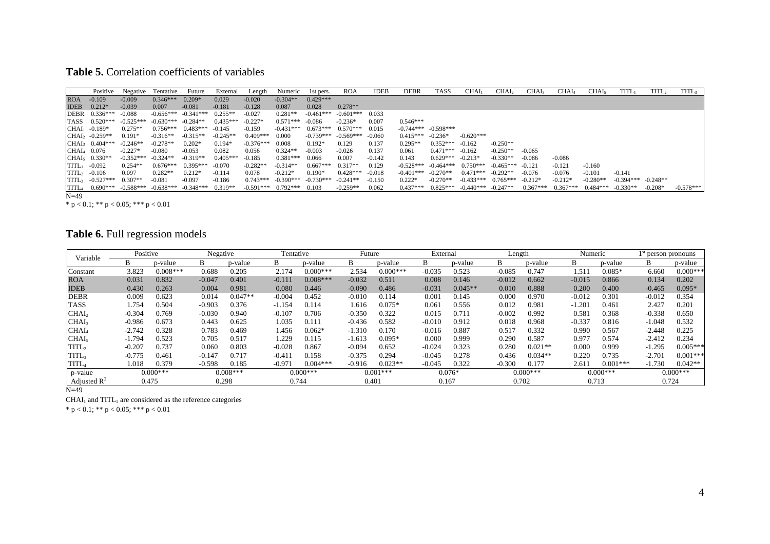## **Table 5.** Correlation coefficients of variables

| | Positive | Negative | Tentative | Future | External | Length | Numeric | 1st pers. | ROA | IDEB | DEBR | TASS | $CHAI_1$ | $CHAI_2$ | $CHAI_3$ | $CHAI_4$ | $CHAI_5$ | $TITL_1$ | $TITL_2$ | $TITL_3$ |
|---|---|---|---|---|---|---|---|---|---|---|---|---|---|---|---|---|---|---|---|---|
| ROA | -0.109 | -0.009 | 0.346*** | 0.209* | 0.029 | -0.020 | -0.304** | 0.429*** | | | | | | | | | | | | |
| IDEB | 0.212* | -0.039 | 0.007 | -0.081 | -0.181 | -0.128 | 0.087 | 0.028 | 0.278** | | | | | | | | | | | |
| DEBR | 0.336*** | -0.088 | -0.656*** | -0.341*** | 0.255** | -0.027 | 0.281** | -0.461*** | -0.601*** | 0.033 | | | | | | | | | | |
| TASS | 0.520*** | -0.525*** | -0.630*** | -0.284** | 0.435*** | -0.227* | 0.571*** | -0.086 | -0.236* | 0.007 | 0.546*** | | | | | | | | | |
| $CHAI_1$ | -0.189* | 0.275** | 0.756*** | 0.483*** | -0.145 | -0.159 | -0.431*** | 0.673*** | 0.570*** | 0.015 | -0.744*** | -0.598*** | | | | | | | | |
| $CHAI_2$ | -0.259** | 0.191* | -0.316** | -0.315** | -0.245** | 0.409*** | 0.000 | -0.739*** | -0.569*** | -0.060 | 0.415*** | -0.236* | -0.620*** | | | | | | | |
| $CHAI_3$ | 0.404*** | -0.246** | -0.278** | 0.202* | 0.194* | -0.376*** | 0.008 | 0.192* | 0.129 | 0.137 | 0.295** | 0.352*** | -0.162 | -0.250** | | | | | | |
| $CHAI_4$ | 0.076 | -0.227* | -0.080 | -0.053 | 0.082 | 0.056 | 0.324** | -0.003 | -0.026 | 0.137 | 0.061 | 0.471*** | -0.162 | -0.250** | -0.065 | | | | | |
| $CHAI_5$ | 0.330** | -0.352*** | -0.324** | -0.319** | 0.405*** | -0.185 | 0.381*** | 0.066 | 0.007 | -0.142 | 0.143 | 0.629*** | -0.213* | -0.330** | -0.086 | -0.086 | | | | |
| $TITL_1$ | -0.092 | 0.254** | 0.676*** | 0.395*** | -0.070 | -0.282** | -0.314** | 0.667*** | 0.317** | 0.129 | -0.528*** | -0.464*** | 0.750*** | -0.465*** | -0.121 | -0.121 | -0.160 | | | |
| $TITL_2$ | -0.106 | 0.097 | 0.282** | 0.212* | -0.114 | 0.078 | -0.212* | 0.190* | 0.428*** | -0.018 | -0.401*** | -0.270** | 0.471*** | -0.292** | -0.076 | -0.076 | -0.101 | -0.141 | | |
| $TITL_3$ | -0.527*** | 0.307** | -0.081 | -0.097 | -0.186 | 0.743*** | -0.390*** | -0.730*** | -0.241** | -0.150 | 0.222* | -0.270** | -0.433*** | 0.765*** | -0.212* | -0.212* | -0.280** | -0.394*** | -0.248** | |
| $TITL_4$ | 0.690*** | -0.588*** | -0.638*** | -0.348*** | 0.319** | -0.591*** | 0.792*** | 0.103 | -0.259** | 0.062 | 0.437*** | 0.825*** | -0.440*** | -0.247** | 0.367*** | 0.367*** | 0.484*** | -0.330** | -0.208* | -0.578*** |

N=49

* $p < 0.1$; ** $p < 0.05$; *** $p < 0.01$

## **Table 6.** Full regression models

| Variable | Positive | | Negative | | Tentative | | Future | | External | | Length | | Numeric | | 1st person pronouns | |
|---|---|---|---|---|---|---|---|---|---|---|---|---|---|---|---|---|
| | B | p-value | B | p-value | B | p-value | B | p-value | B | p-value | B | p-value | B | p-value | B | p-value |
| Constant | 3.823 | 0.008*** | 0.688 | 0.205 | 2.174 | 0.000*** | 2.534 | 0.000*** | -0.035 | 0.523 | -0.085 | 0.747 | 1.511 | 0.085* | 6.660 | 0.000*** |
| ROA | 0.031 | 0.832 | -0.047 | 0.401 | -0.111 | 0.008*** | -0.032 | 0.511 | 0.008 | 0.146 | -0.012 | 0.662 | -0.015 | 0.866 | 0.134 | 0.202 |
| IDEB | 0.430 | 0.263 | 0.004 | 0.981 | 0.080 | 0.446 | -0.090 | 0.486 | -0.031 | 0.045** | 0.010 | 0.888 | 0.200 | 0.400 | -0.465 | 0.095* |
| DEBR | 0.009 | 0.623 | 0.014 | 0.047** | -0.004 | 0.452 | -0.010 | 0.114 | 0.001 | 0.145 | 0.000 | 0.970 | -0.012 | 0.301 | -0.012 | 0.354 |
| TASS | 1.754 | 0.504 | -0.903 | 0.376 | -1.154 | 0.114 | 1.616 | 0.075* | 0.061 | 0.556 | 0.012 | 0.981 | -1.201 | 0.461 | 2.427 | 0.201 |
| $CHAI_2$ | -0.304 | 0.769 | -0.030 | 0.940 | -0.107 | 0.706 | -0.350 | 0.322 | 0.015 | 0.711 | -0.002 | 0.992 | 0.581 | 0.368 | -0.338 | 0.650 |
| $CHAI_3$ | -0.986 | 0.673 | 0.443 | 0.625 | 1.035 | 0.111 | -0.436 | 0.582 | -0.010 | 0.912 | 0.018 | 0.968 | -0.337 | 0.816 | -1.048 | 0.532 |
| $CHAI_4$ | -2.742 | 0.328 | 0.783 | 0.469 | 1.456 | 0.062* | -1.310 | 0.170 | -0.016 | 0.887 | 0.517 | 0.332 | 0.990 | 0.567 | -2.448 | 0.225 |
| $CHAI_5$ | -1.794 | 0.523 | 0.705 | 0.517 | 1.229 | 0.115 | -1.613 | 0.095* | 0.000 | 0.999 | 0.290 | 0.587 | 0.977 | 0.574 | -2.412 | 0.234 |
| $TITL_2$ | -0.207 | 0.737 | 0.060 | 0.803 | -0.028 | 0.867 | -0.094 | 0.652 | -0.024 | 0.323 | 0.280 | 0.021** | 0.000 | 0.999 | -1.295 | 0.005*** |
| $TITL_3$ | -0.775 | 0.461 | -0.147 | 0.717 | -0.411 | 0.158 | -0.375 | 0.294 | -0.045 | 0.278 | 0.436 | 0.034** | 0.220 | 0.735 | -2.701 | 0.001*** |
| $TITL_4$ | 1.018 | 0.379 | -0.598 | 0.185 | -0.971 | 0.004*** | -0.916 | 0.023** | -0.045 | 0.322 | -0.300 | 0.177 | 2.611 | 0.001*** | -1.730 | 0.042** |
| p-value | 0.000*** | | 0.008*** | | 0.000*** | | 0.001*** | | 0.076* | | 0.000*** | | 0.000*** | | 0.000*** | |
| Adjusted $R^2$ | 0.475 | | 0.298 | | 0.744 | | 0.401 | | 0.167 | | 0.702 | | 0.713 | | 0.724 | |

N=49

$CHAI_1$ and $TITL_1$ are considered as the reference categories

* $p < 0.1$; ** $p < 0.05$; *** $p < 0.01$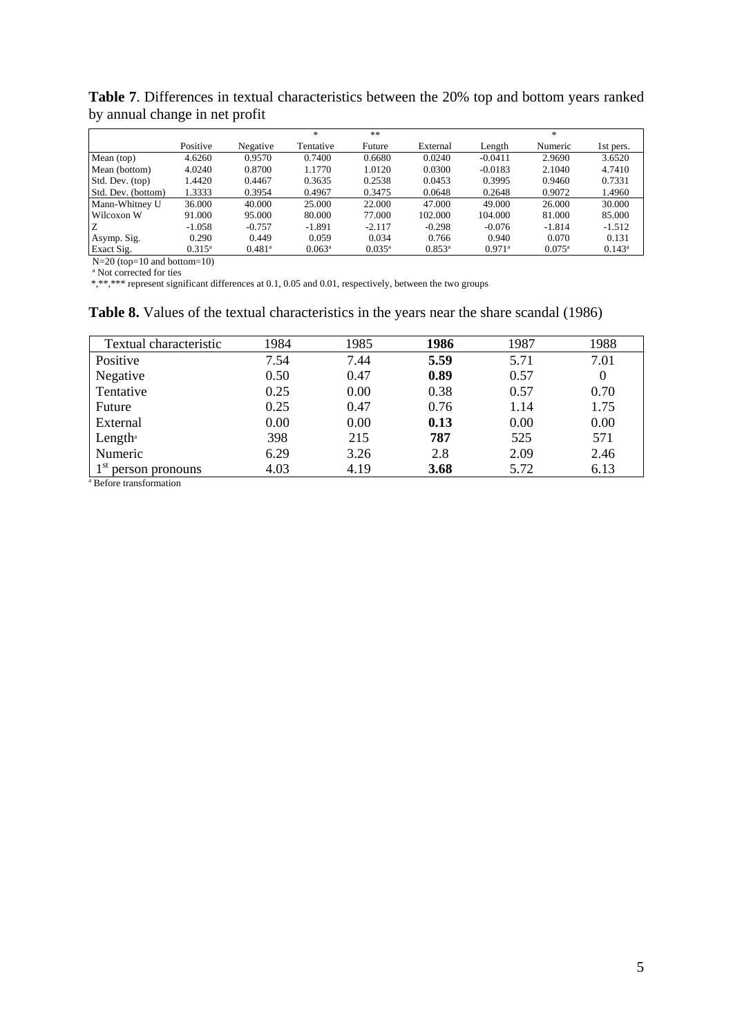**Table 7**. Differences in textual characteristics between the 20% top and bottom years ranked by annual change in net profit

| | Positive | Negative | Tentative * | Future ** | External | Length | Numeric * | 1st pers. |
|---|---|---|---|---|---|---|---|---|
| Mean (top) | 4.6260 | 0.9570 | 0.7400 | 0.6680 | 0.0240 | -0.0411 | 2.9690 | 3.6520 |
| Mean (bottom) | 4.0240 | 0.8700 | 1.1770 | 1.0120 | 0.0300 | -0.0183 | 2.1040 | 4.7410 |
| Std. Dev. (top) | 1.4420 | 0.4467 | 0.3635 | 0.2538 | 0.0453 | 0.3995 | 0.9460 | 0.7331 |
| Std. Dev. (bottom) | 1.3333 | 0.3954 | 0.4967 | 0.3475 | 0.0648 | 0.2648 | 0.9072 | 1.4960 |
| Mann-Whitney U | 36.000 | 40.000 | 25.000 | 22.000 | 47.000 | 49.000 | 26.000 | 30.000 |
| Wilcoxon W | 91.000 | 95.000 | 80.000 | 77.000 | 102.000 | 104.000 | 81.000 | 85.000 |
| Z | -1.058 | -0.757 | -1.891 | -2.117 | -0.298 | -0.076 | -1.814 | -1.512 |
| Asymp. Sig. | 0.290 | 0.449 | 0.059 | 0.034 | 0.766 | 0.940 | 0.070 | 0.131 |
| Exact Sig. | 0.315[a] | 0.481[a] | 0.063[a] | 0.035[a] | 0.853[a] | 0.971[a] | 0.075[a] | 0.143[a] |

N=20 (top=10 and bottom=10)

[a] Not corrected for ties

*,**,*** represent significant differences at 0.1, 0.05 and 0.01, respectively, between the two groups

**Table 8.** Values of the textual characteristics in the years near the share scandal (1986)

| Textual characteristic | 1984 | 1985 | **1986** | 1987 | 1988 |
|---|---|---|---|---|---|
| Positive | 7.54 | 7.44 | **5.59** | 5.71 | 7.01 |
| Negative | 0.50 | 0.47 | **0.89** | 0.57 | 0 |
| Tentative | 0.25 | 0.00 | 0.38 | 0.57 | 0.70 |
| Future | 0.25 | 0.47 | 0.76 | 1.14 | 1.75 |
| External | 0.00 | 0.00 | **0.13** | 0.00 | 0.00 |
| Length[a] | 398 | 215 | **787** | 525 | 571 |
| Numeric | 6.29 | 3.26 | 2.8 | 2.09 | 2.46 |
| 1st person pronouns | 4.03 | 4.19 | **3.68** | 5.72 | 6.13 |

[a] Before transformation